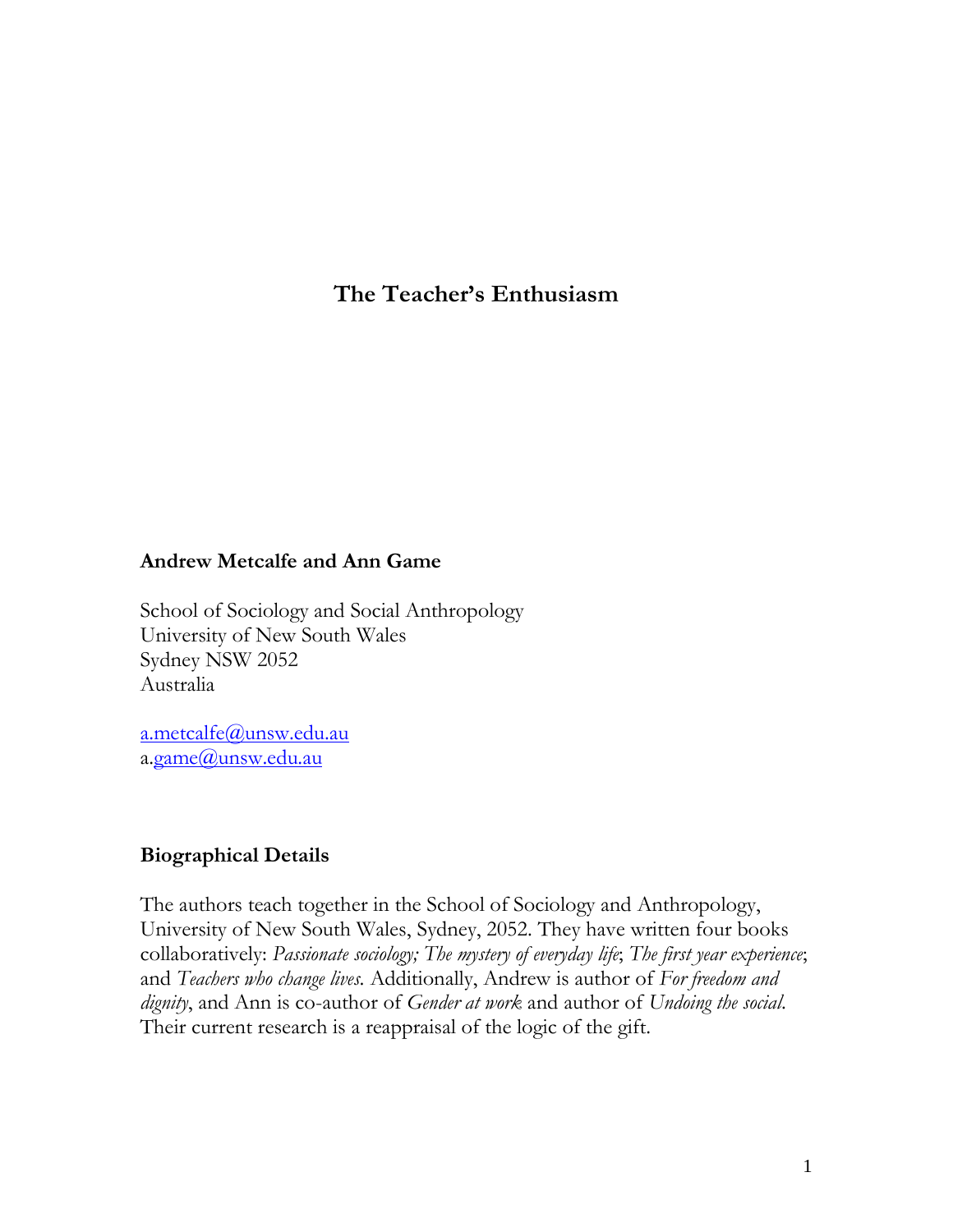# The Teacher's Enthusiasm

**Andrew Metcalfe and Ann Game**

School of Sociology and Social Anthropology
University of New South Wales
Sydney NSW 2052
Australia

a.metcalfe@unsw.edu.au
a.game@unsw.edu.au

## Biographical Details

The authors teach together in the School of Sociology and Anthropology, University of New South Wales, Sydney, 2052. They have written four books collaboratively: *Passionate sociology; The mystery of everyday life*; *The first year experience*; and *Teachers who change lives*. Additionally, Andrew is author of *For freedom and dignity*, and Ann is co-author of *Gender at work* and author of *Undoing the social*. Their current research is a reappraisal of the logic of the gift.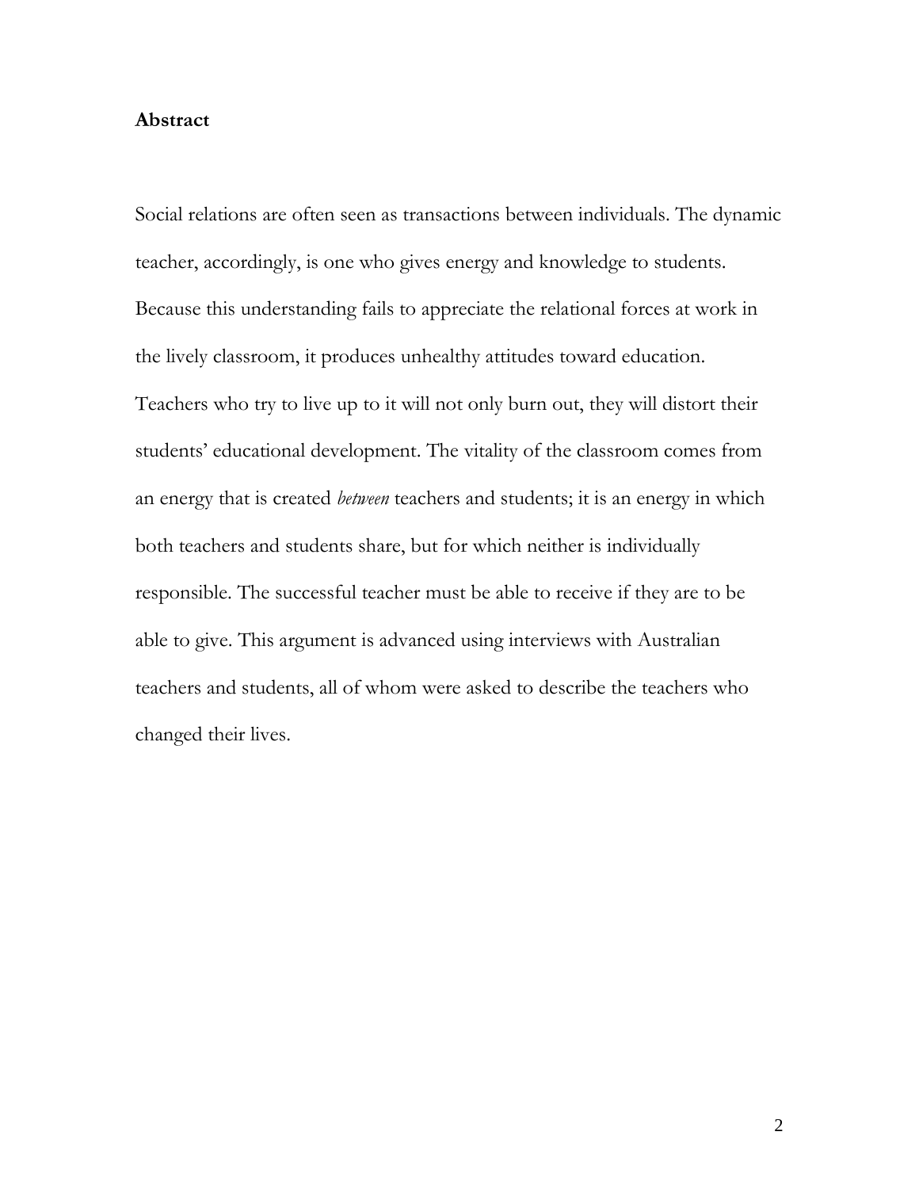## Abstract

Social relations are often seen as transactions between individuals. The dynamic teacher, accordingly, is one who gives energy and knowledge to students. Because this understanding fails to appreciate the relational forces at work in the lively classroom, it produces unhealthy attitudes toward education. Teachers who try to live up to it will not only burn out, they will distort their students' educational development. The vitality of the classroom comes from an energy that is created *between* teachers and students; it is an energy in which both teachers and students share, but for which neither is individually responsible. The successful teacher must be able to receive if they are to be able to give. This argument is advanced using interviews with Australian teachers and students, all of whom were asked to describe the teachers who changed their lives.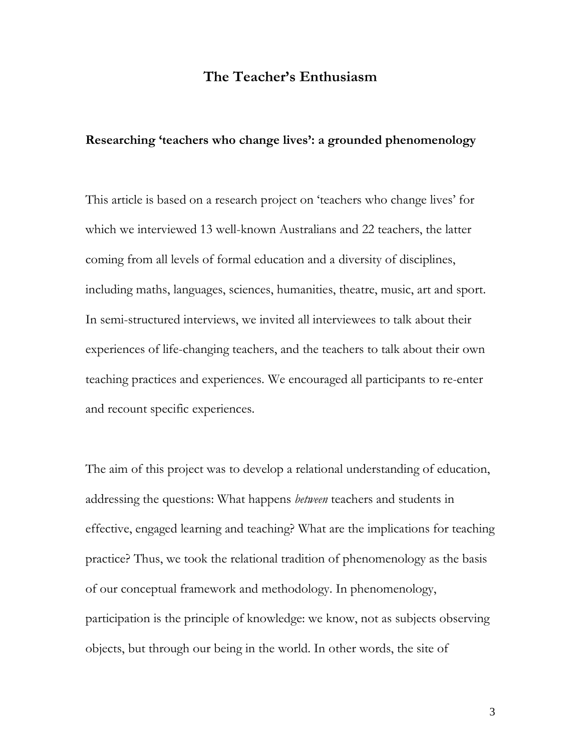# The Teacher's Enthusiasm

## Researching 'teachers who change lives': a grounded phenomenology

This article is based on a research project on 'teachers who change lives' for which we interviewed 13 well-known Australians and 22 teachers, the latter coming from all levels of formal education and a diversity of disciplines, including maths, languages, sciences, humanities, theatre, music, art and sport. In semi-structured interviews, we invited all interviewees to talk about their experiences of life-changing teachers, and the teachers to talk about their own teaching practices and experiences. We encouraged all participants to re-enter and recount specific experiences.

The aim of this project was to develop a relational understanding of education, addressing the questions: What happens *between* teachers and students in effective, engaged learning and teaching? What are the implications for teaching practice? Thus, we took the relational tradition of phenomenology as the basis of our conceptual framework and methodology. In phenomenology, participation is the principle of knowledge: we know, not as subjects observing objects, but through our being in the world. In other words, the site of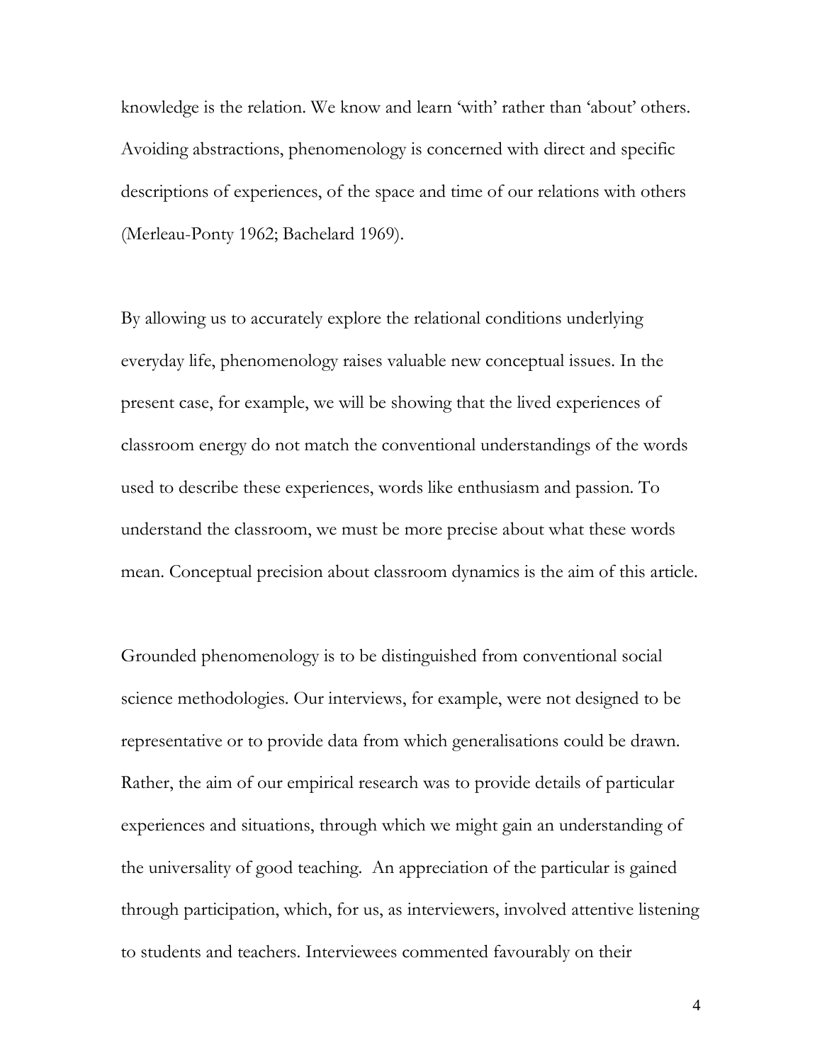knowledge is the relation. We know and learn 'with' rather than 'about' others. Avoiding abstractions, phenomenology is concerned with direct and specific descriptions of experiences, of the space and time of our relations with others (Merleau-Ponty 1962; Bachelard 1969).

By allowing us to accurately explore the relational conditions underlying everyday life, phenomenology raises valuable new conceptual issues. In the present case, for example, we will be showing that the lived experiences of classroom energy do not match the conventional understandings of the words used to describe these experiences, words like enthusiasm and passion. To understand the classroom, we must be more precise about what these words mean. Conceptual precision about classroom dynamics is the aim of this article.

Grounded phenomenology is to be distinguished from conventional social science methodologies. Our interviews, for example, were not designed to be representative or to provide data from which generalisations could be drawn. Rather, the aim of our empirical research was to provide details of particular experiences and situations, through which we might gain an understanding of the universality of good teaching. An appreciation of the particular is gained through participation, which, for us, as interviewers, involved attentive listening to students and teachers. Interviewees commented favourably on their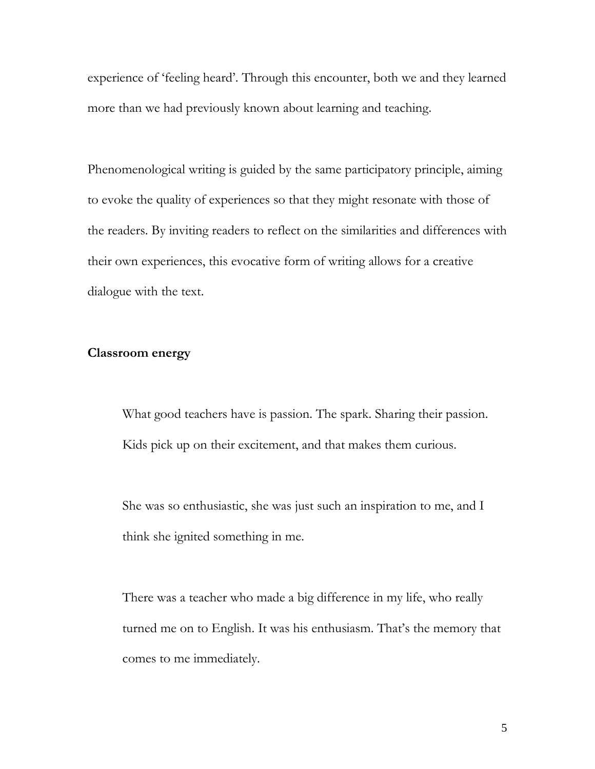experience of 'feeling heard'. Through this encounter, both we and they learned more than we had previously known about learning and teaching.

Phenomenological writing is guided by the same participatory principle, aiming to evoke the quality of experiences so that they might resonate with those of the readers. By inviting readers to reflect on the similarities and differences with their own experiences, this evocative form of writing allows for a creative dialogue with the text.

**Classroom energy**

> What good teachers have is passion. The spark. Sharing their passion. Kids pick up on their excitement, and that makes them curious.
>
> She was so enthusiastic, she was just such an inspiration to me, and I think she ignited something in me.
>
> There was a teacher who made a big difference in my life, who really turned me on to English. It was his enthusiasm. That's the memory that comes to me immediately.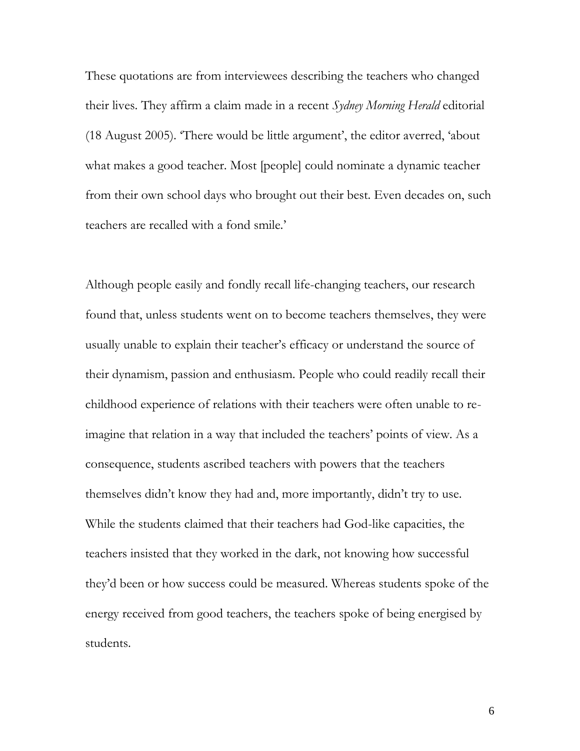These quotations are from interviewees describing the teachers who changed their lives. They affirm a claim made in a recent *Sydney Morning Herald* editorial (18 August 2005). 'There would be little argument', the editor averred, 'about what makes a good teacher. Most [people] could nominate a dynamic teacher from their own school days who brought out their best. Even decades on, such teachers are recalled with a fond smile.'

Although people easily and fondly recall life-changing teachers, our research found that, unless students went on to become teachers themselves, they were usually unable to explain their teacher's efficacy or understand the source of their dynamism, passion and enthusiasm. People who could readily recall their childhood experience of relations with their teachers were often unable to re-imagine that relation in a way that included the teachers' points of view. As a consequence, students ascribed teachers with powers that the teachers themselves didn't know they had and, more importantly, didn't try to use. While the students claimed that their teachers had God-like capacities, the teachers insisted that they worked in the dark, not knowing how successful they'd been or how success could be measured. Whereas students spoke of the energy received from good teachers, the teachers spoke of being energised by students.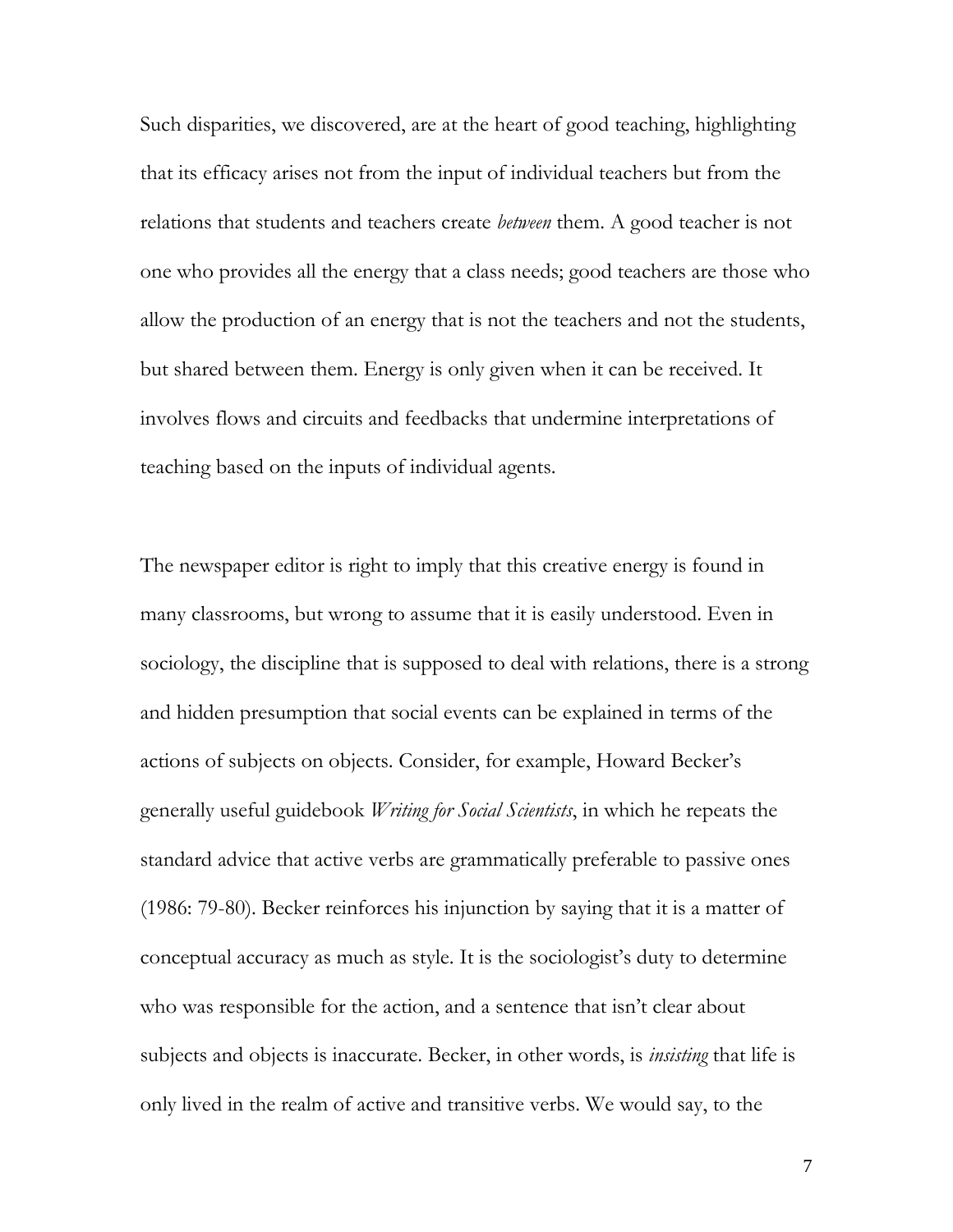Such disparities, we discovered, are at the heart of good teaching, highlighting that its efficacy arises not from the input of individual teachers but from the relations that students and teachers create *between* them. A good teacher is not one who provides all the energy that a class needs; good teachers are those who allow the production of an energy that is not the teachers and not the students, but shared between them. Energy is only given when it can be received. It involves flows and circuits and feedbacks that undermine interpretations of teaching based on the inputs of individual agents.

The newspaper editor is right to imply that this creative energy is found in many classrooms, but wrong to assume that it is easily understood. Even in sociology, the discipline that is supposed to deal with relations, there is a strong and hidden presumption that social events can be explained in terms of the actions of subjects on objects. Consider, for example, Howard Becker's generally useful guidebook *Writing for Social Scientists*, in which he repeats the standard advice that active verbs are grammatically preferable to passive ones (1986: 79-80). Becker reinforces his injunction by saying that it is a matter of conceptual accuracy as much as style. It is the sociologist's duty to determine who was responsible for the action, and a sentence that isn't clear about subjects and objects is inaccurate. Becker, in other words, is *insisting* that life is only lived in the realm of active and transitive verbs. We would say, to the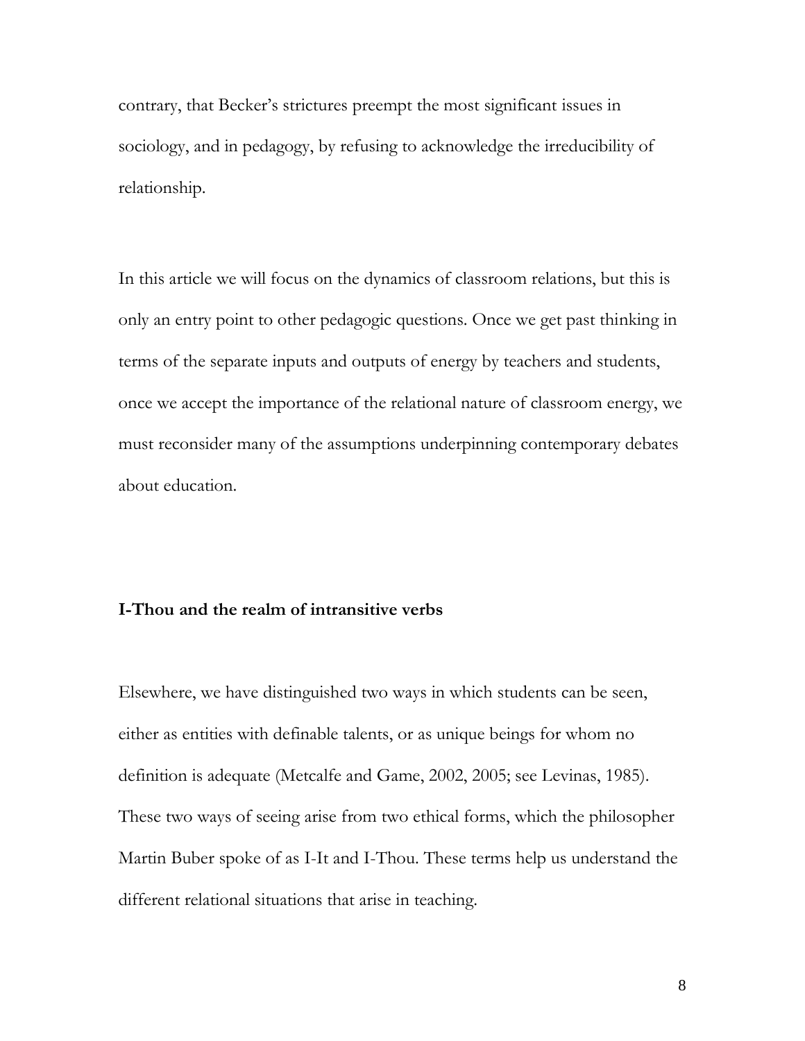contrary, that Becker's strictures preempt the most significant issues in sociology, and in pedagogy, by refusing to acknowledge the irreducibility of relationship.

In this article we will focus on the dynamics of classroom relations, but this is only an entry point to other pedagogic questions. Once we get past thinking in terms of the separate inputs and outputs of energy by teachers and students, once we accept the importance of the relational nature of classroom energy, we must reconsider many of the assumptions underpinning contemporary debates about education.

## I-Thou and the realm of intransitive verbs

Elsewhere, we have distinguished two ways in which students can be seen, either as entities with definable talents, or as unique beings for whom no definition is adequate (Metcalfe and Game, 2002, 2005; see Levinas, 1985). These two ways of seeing arise from two ethical forms, which the philosopher Martin Buber spoke of as I-It and I-Thou. These terms help us understand the different relational situations that arise in teaching.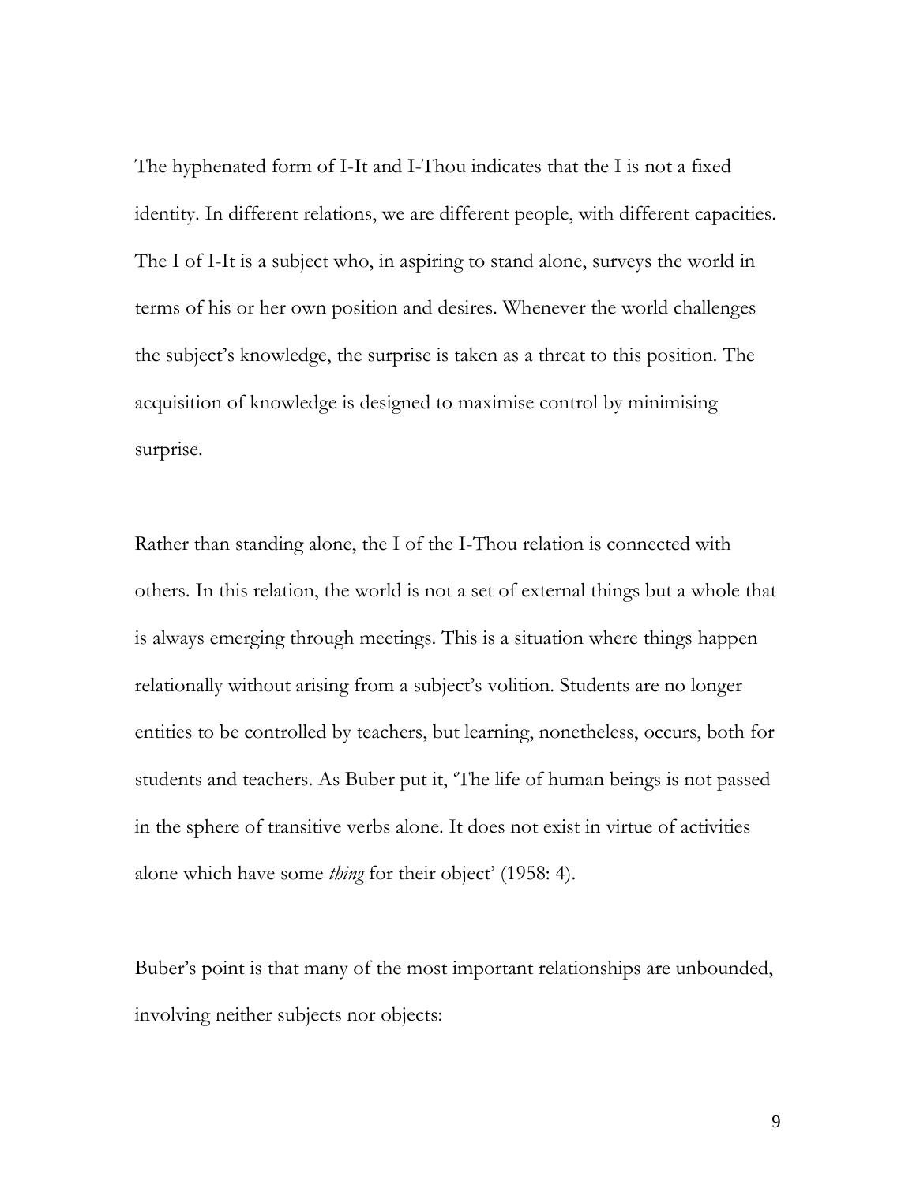The hyphenated form of I-It and I-Thou indicates that the I is not a fixed identity. In different relations, we are different people, with different capacities. The I of I-It is a subject who, in aspiring to stand alone, surveys the world in terms of his or her own position and desires. Whenever the world challenges the subject's knowledge, the surprise is taken as a threat to this position. The acquisition of knowledge is designed to maximise control by minimising surprise.

Rather than standing alone, the I of the I-Thou relation is connected with others. In this relation, the world is not a set of external things but a whole that is always emerging through meetings. This is a situation where things happen relationally without arising from a subject's volition. Students are no longer entities to be controlled by teachers, but learning, nonetheless, occurs, both for students and teachers. As Buber put it, 'The life of human beings is not passed in the sphere of transitive verbs alone. It does not exist in virtue of activities alone which have some *thing* for their object' (1958: 4).

Buber's point is that many of the most important relationships are unbounded, involving neither subjects nor objects: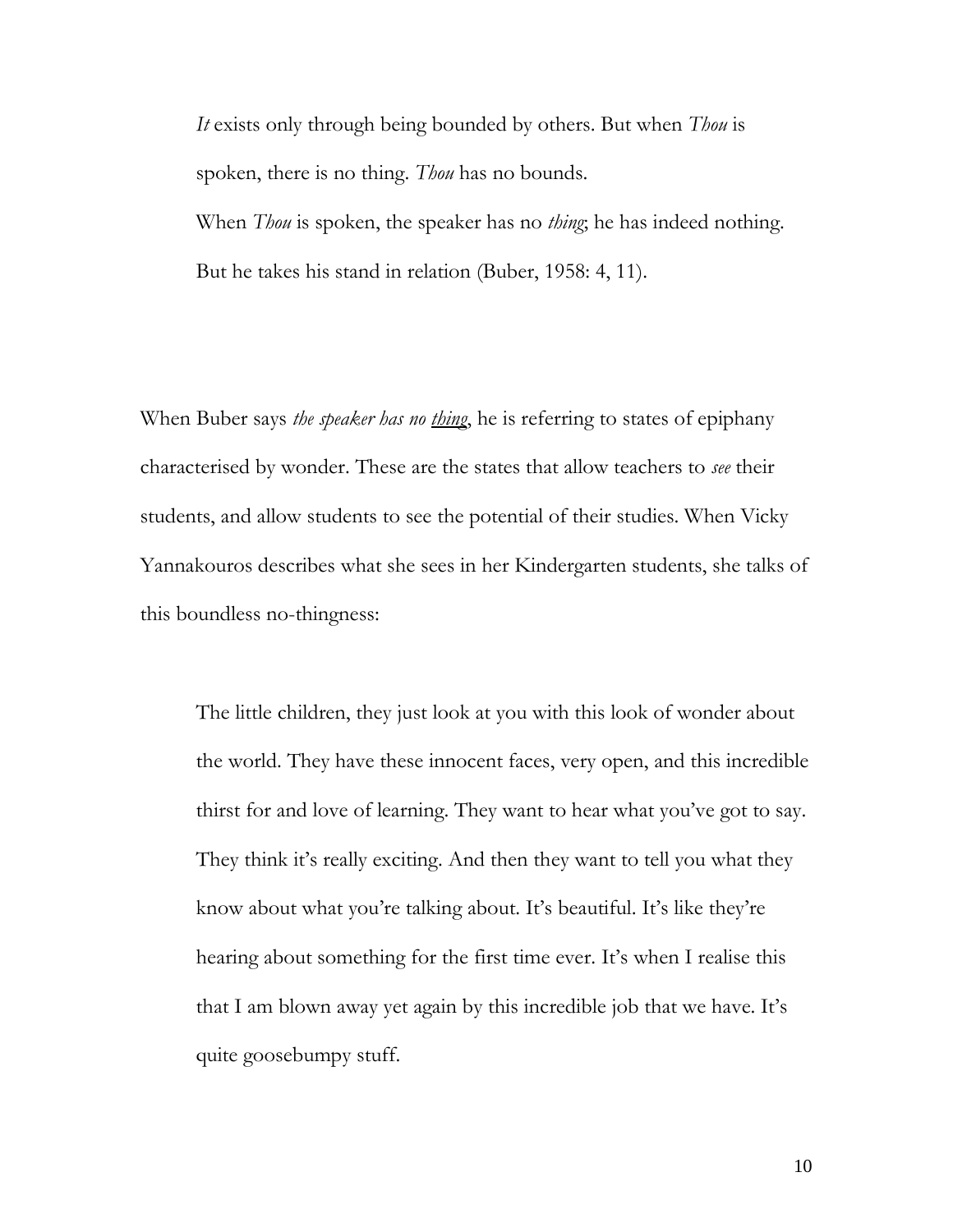> *It* exists only through being bounded by others. But when *Thou* is spoken, there is no thing. *Thou* has no bounds.
> When *Thou* is spoken, the speaker has no *thing*; he has indeed nothing. But he takes his stand in relation (Buber, 1958: 4, 11).

When Buber says *the speaker has no thing*, he is referring to states of epiphany characterised by wonder. These are the states that allow teachers to *see* their students, and allow students to see the potential of their studies. When Vicky Yannakouros describes what she sees in her Kindergarten students, she talks of this boundless no-thingness:

> The little children, they just look at you with this look of wonder about the world. They have these innocent faces, very open, and this incredible thirst for and love of learning. They want to hear what you've got to say. They think it's really exciting. And then they want to tell you what they know about what you're talking about. It's beautiful. It's like they're hearing about something for the first time ever. It's when I realise this that I am blown away yet again by this incredible job that we have. It's quite goosebumpy stuff.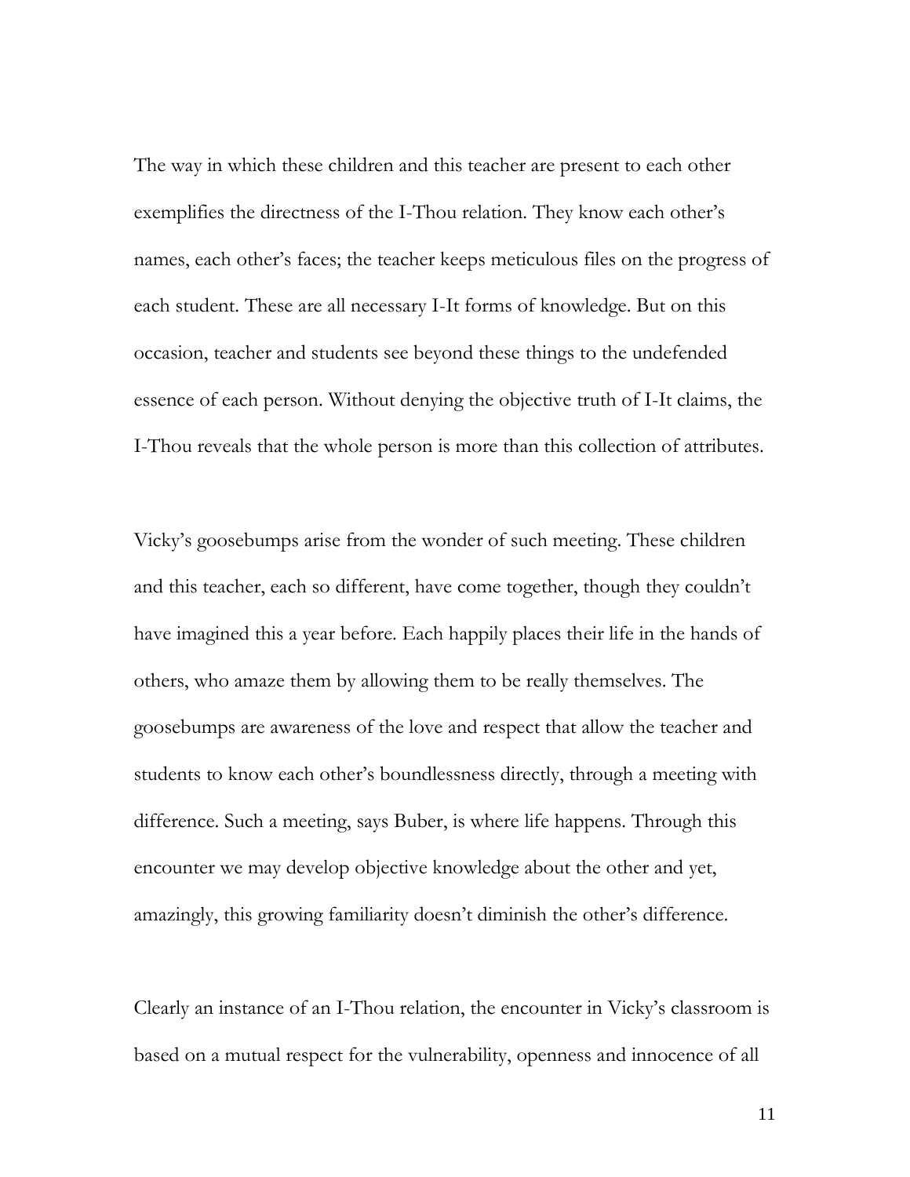The way in which these children and this teacher are present to each other exemplifies the directness of the I-Thou relation. They know each other's names, each other's faces; the teacher keeps meticulous files on the progress of each student. These are all necessary I-It forms of knowledge. But on this occasion, teacher and students see beyond these things to the undefended essence of each person. Without denying the objective truth of I-It claims, the I-Thou reveals that the whole person is more than this collection of attributes.

Vicky's goosebumps arise from the wonder of such meeting. These children and this teacher, each so different, have come together, though they couldn't have imagined this a year before. Each happily places their life in the hands of others, who amaze them by allowing them to be really themselves. The goosebumps are awareness of the love and respect that allow the teacher and students to know each other's boundlessness directly, through a meeting with difference. Such a meeting, says Buber, is where life happens. Through this encounter we may develop objective knowledge about the other and yet, amazingly, this growing familiarity doesn't diminish the other's difference.

Clearly an instance of an I-Thou relation, the encounter in Vicky's classroom is based on a mutual respect for the vulnerability, openness and innocence of all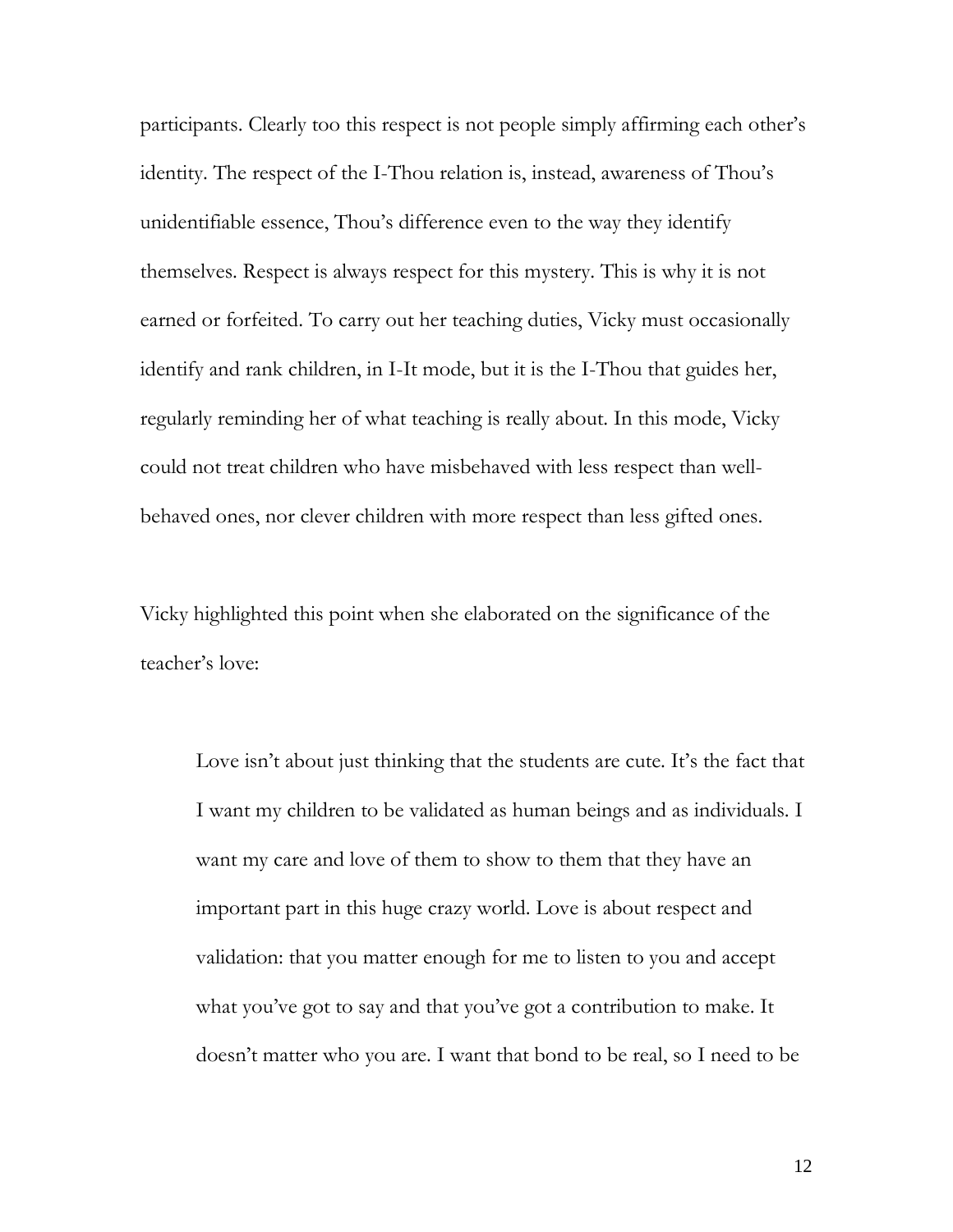participants. Clearly too this respect is not people simply affirming each other's identity. The respect of the I-Thou relation is, instead, awareness of Thou's unidentifiable essence, Thou's difference even to the way they identify themselves. Respect is always respect for this mystery. This is why it is not earned or forfeited. To carry out her teaching duties, Vicky must occasionally identify and rank children, in I-It mode, but it is the I-Thou that guides her, regularly reminding her of what teaching is really about. In this mode, Vicky could not treat children who have misbehaved with less respect than well-behaved ones, nor clever children with more respect than less gifted ones.

Vicky highlighted this point when she elaborated on the significance of the teacher's love:

> Love isn't about just thinking that the students are cute. It's the fact that I want my children to be validated as human beings and as individuals. I want my care and love of them to show to them that they have an important part in this huge crazy world. Love is about respect and validation: that you matter enough for me to listen to you and accept what you've got to say and that you've got a contribution to make. It doesn't matter who you are. I want that bond to be real, so I need to be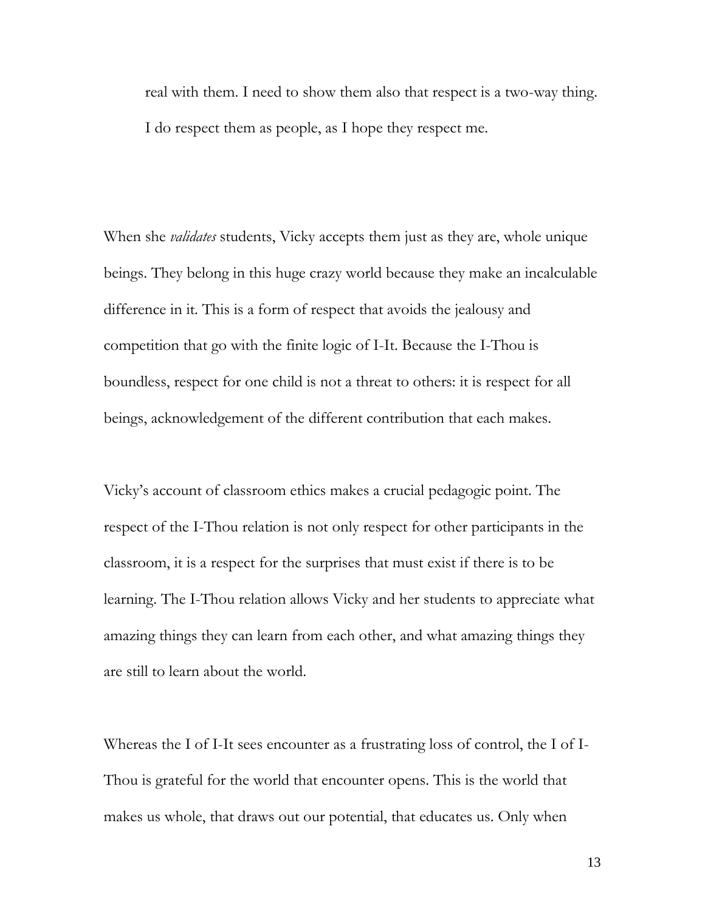> real with them. I need to show them also that respect is a two-way thing. I do respect them as people, as I hope they respect me.

When she *validates* students, Vicky accepts them just as they are, whole unique beings. They belong in this huge crazy world because they make an incalculable difference in it. This is a form of respect that avoids the jealousy and competition that go with the finite logic of I-It. Because the I-Thou is boundless, respect for one child is not a threat to others: it is respect for all beings, acknowledgement of the different contribution that each makes.

Vicky's account of classroom ethics makes a crucial pedagogic point. The respect of the I-Thou relation is not only respect for other participants in the classroom, it is a respect for the surprises that must exist if there is to be learning. The I-Thou relation allows Vicky and her students to appreciate what amazing things they can learn from each other, and what amazing things they are still to learn about the world.

Whereas the I of I-It sees encounter as a frustrating loss of control, the I of I-Thou is grateful for the world that encounter opens. This is the world that makes us whole, that draws out our potential, that educates us. Only when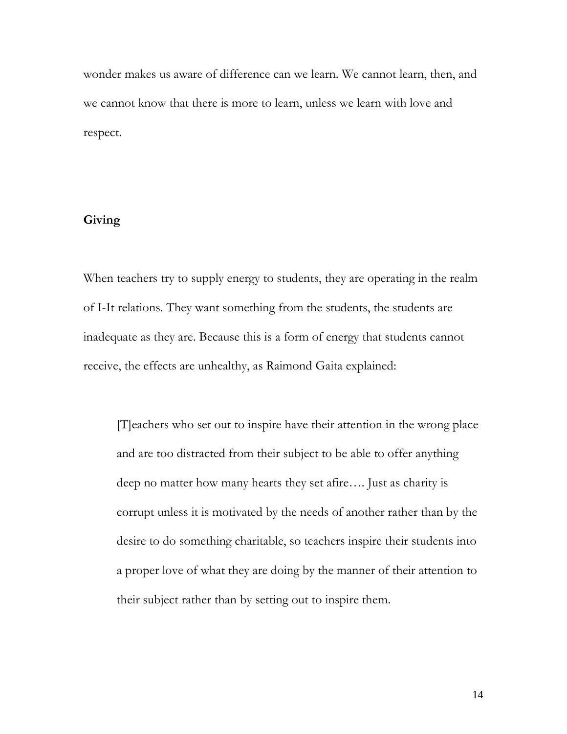wonder makes us aware of difference can we learn. We cannot learn, then, and we cannot know that there is more to learn, unless we learn with love and respect.

## Giving

When teachers try to supply energy to students, they are operating in the realm of I-It relations. They want something from the students, the students are inadequate as they are. Because this is a form of energy that students cannot receive, the effects are unhealthy, as Raimond Gaita explained:

> [T]eachers who set out to inspire have their attention in the wrong place and are too distracted from their subject to be able to offer anything deep no matter how many hearts they set afire…. Just as charity is corrupt unless it is motivated by the needs of another rather than by the desire to do something charitable, so teachers inspire their students into a proper love of what they are doing by the manner of their attention to their subject rather than by setting out to inspire them.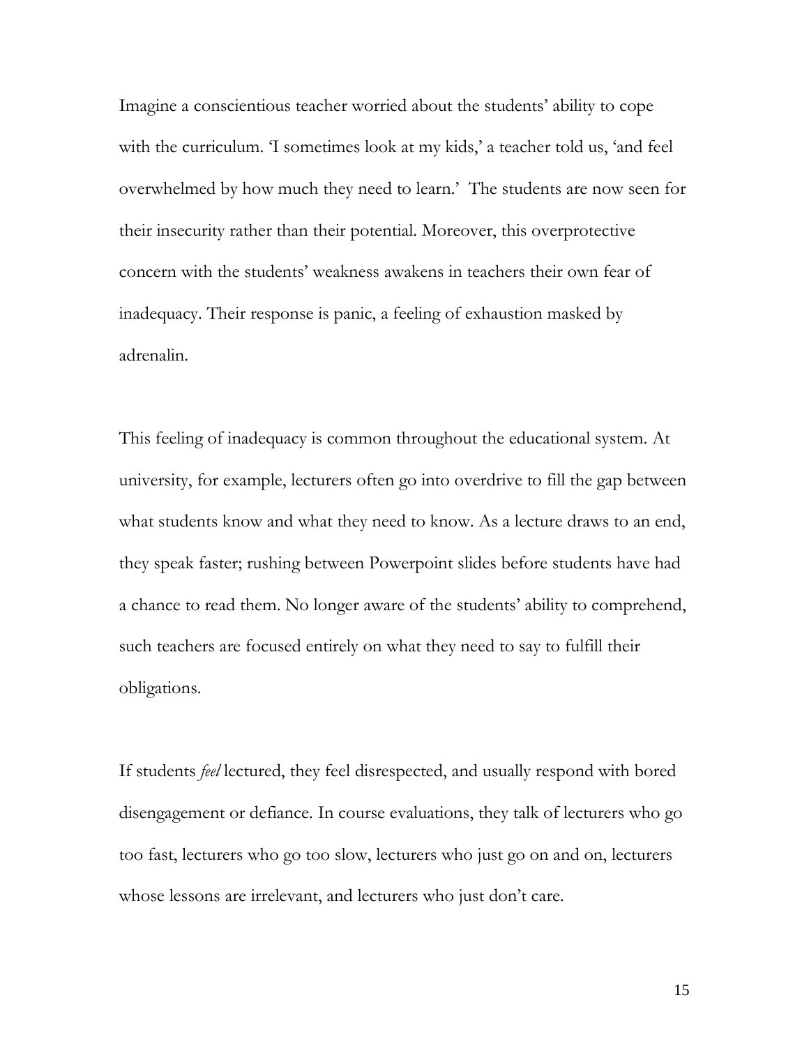Imagine a conscientious teacher worried about the students' ability to cope with the curriculum. 'I sometimes look at my kids,' a teacher told us, 'and feel overwhelmed by how much they need to learn.' The students are now seen for their insecurity rather than their potential. Moreover, this overprotective concern with the students' weakness awakens in teachers their own fear of inadequacy. Their response is panic, a feeling of exhaustion masked by adrenalin.

This feeling of inadequacy is common throughout the educational system. At university, for example, lecturers often go into overdrive to fill the gap between what students know and what they need to know. As a lecture draws to an end, they speak faster; rushing between Powerpoint slides before students have had a chance to read them. No longer aware of the students' ability to comprehend, such teachers are focused entirely on what they need to say to fulfill their obligations.

If students *feel* lectured, they feel disrespected, and usually respond with bored disengagement or defiance. In course evaluations, they talk of lecturers who go too fast, lecturers who go too slow, lecturers who just go on and on, lecturers whose lessons are irrelevant, and lecturers who just don't care.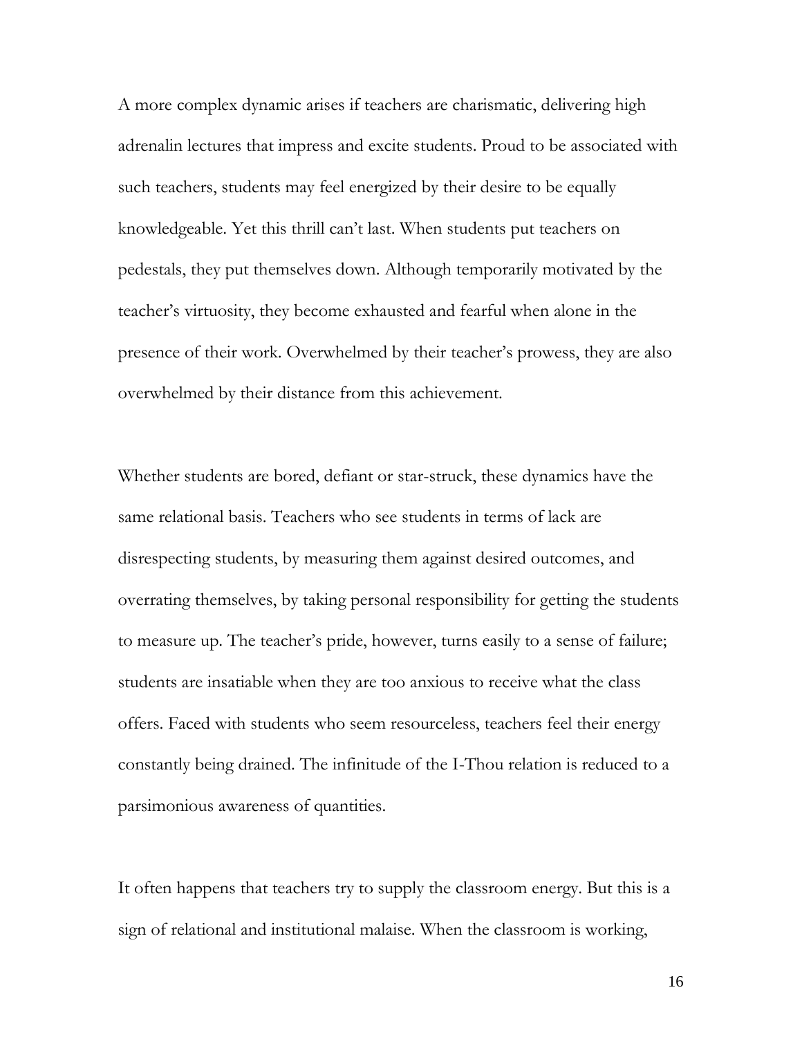A more complex dynamic arises if teachers are charismatic, delivering high adrenalin lectures that impress and excite students. Proud to be associated with such teachers, students may feel energized by their desire to be equally knowledgeable. Yet this thrill can't last. When students put teachers on pedestals, they put themselves down. Although temporarily motivated by the teacher's virtuosity, they become exhausted and fearful when alone in the presence of their work. Overwhelmed by their teacher's prowess, they are also overwhelmed by their distance from this achievement.

Whether students are bored, defiant or star-struck, these dynamics have the same relational basis. Teachers who see students in terms of lack are disrespecting students, by measuring them against desired outcomes, and overrating themselves, by taking personal responsibility for getting the students to measure up. The teacher's pride, however, turns easily to a sense of failure; students are insatiable when they are too anxious to receive what the class offers. Faced with students who seem resourceless, teachers feel their energy constantly being drained. The infinitude of the I-Thou relation is reduced to a parsimonious awareness of quantities.

It often happens that teachers try to supply the classroom energy. But this is a sign of relational and institutional malaise. When the classroom is working,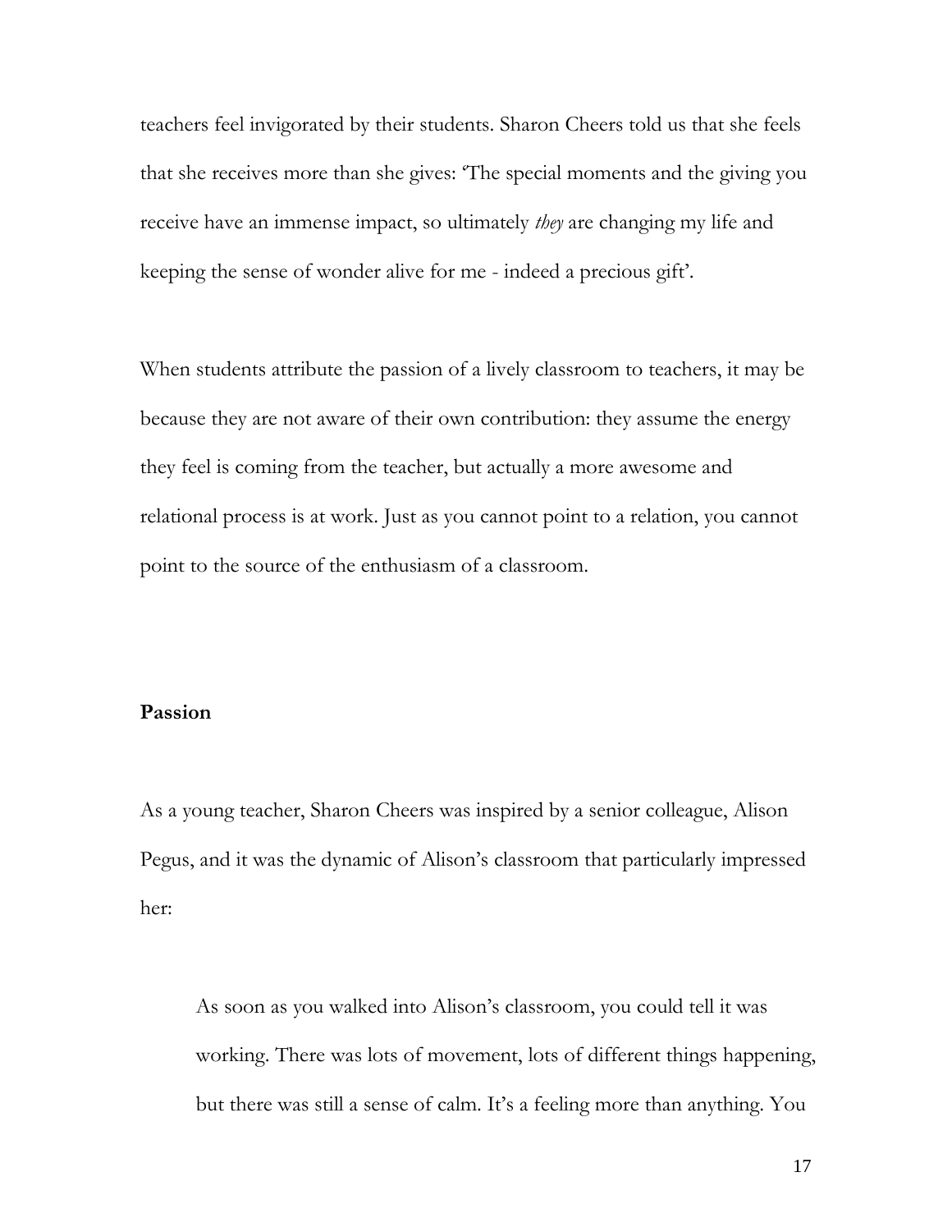teachers feel invigorated by their students. Sharon Cheers told us that she feels that she receives more than she gives: 'The special moments and the giving you receive have an immense impact, so ultimately *they* are changing my life and keeping the sense of wonder alive for me - indeed a precious gift'.

When students attribute the passion of a lively classroom to teachers, it may be because they are not aware of their own contribution: they assume the energy they feel is coming from the teacher, but actually a more awesome and relational process is at work. Just as you cannot point to a relation, you cannot point to the source of the enthusiasm of a classroom.

**Passion**

As a young teacher, Sharon Cheers was inspired by a senior colleague, Alison Pegus, and it was the dynamic of Alison's classroom that particularly impressed her:

> As soon as you walked into Alison's classroom, you could tell it was working. There was lots of movement, lots of different things happening, but there was still a sense of calm. It's a feeling more than anything. You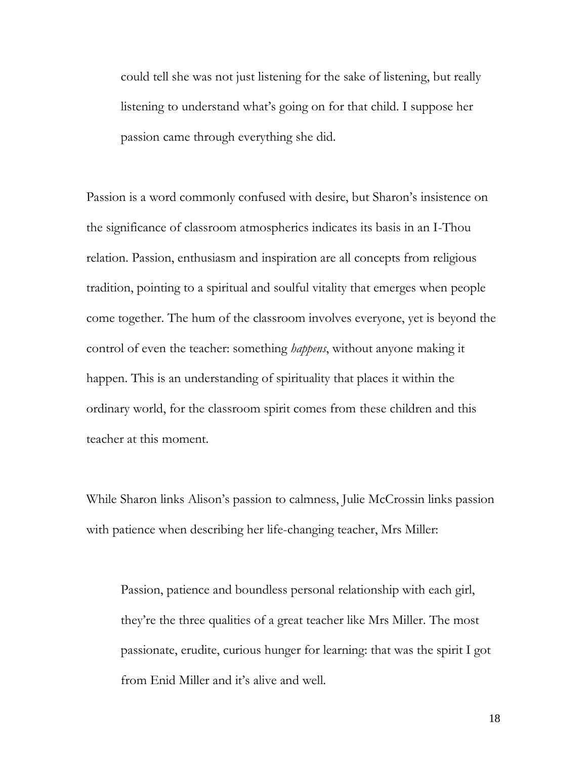> could tell she was not just listening for the sake of listening, but really listening to understand what's going on for that child. I suppose her passion came through everything she did.

Passion is a word commonly confused with desire, but Sharon's insistence on the significance of classroom atmospherics indicates its basis in an I-Thou relation. Passion, enthusiasm and inspiration are all concepts from religious tradition, pointing to a spiritual and soulful vitality that emerges when people come together. The hum of the classroom involves everyone, yet is beyond the control of even the teacher: something *happens*, without anyone making it happen. This is an understanding of spirituality that places it within the ordinary world, for the classroom spirit comes from these children and this teacher at this moment.

While Sharon links Alison's passion to calmness, Julie McCrossin links passion with patience when describing her life-changing teacher, Mrs Miller:

> Passion, patience and boundless personal relationship with each girl, they're the three qualities of a great teacher like Mrs Miller. The most passionate, erudite, curious hunger for learning: that was the spirit I got from Enid Miller and it's alive and well.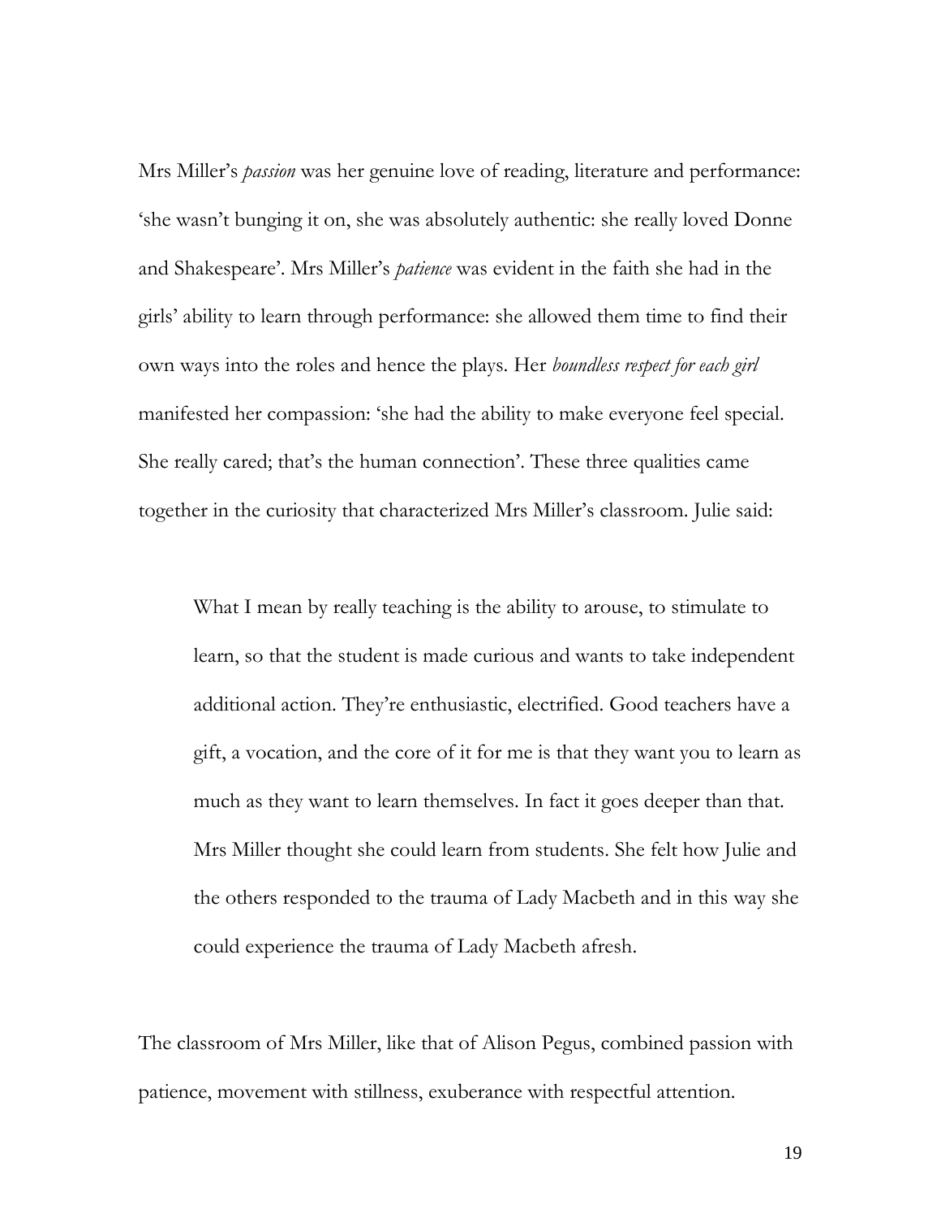Mrs Miller's *passion* was her genuine love of reading, literature and performance: 'she wasn't bunging it on, she was absolutely authentic: she really loved Donne and Shakespeare'. Mrs Miller's *patience* was evident in the faith she had in the girls' ability to learn through performance: she allowed them time to find their own ways into the roles and hence the plays. Her *boundless respect for each girl* manifested her compassion: 'she had the ability to make everyone feel special. She really cared; that's the human connection'. These three qualities came together in the curiosity that characterized Mrs Miller's classroom. Julie said:

> What I mean by really teaching is the ability to arouse, to stimulate to learn, so that the student is made curious and wants to take independent additional action. They're enthusiastic, electrified. Good teachers have a gift, a vocation, and the core of it for me is that they want you to learn as much as they want to learn themselves. In fact it goes deeper than that. Mrs Miller thought she could learn from students. She felt how Julie and the others responded to the trauma of Lady Macbeth and in this way she could experience the trauma of Lady Macbeth afresh.

The classroom of Mrs Miller, like that of Alison Pegus, combined passion with patience, movement with stillness, exuberance with respectful attention.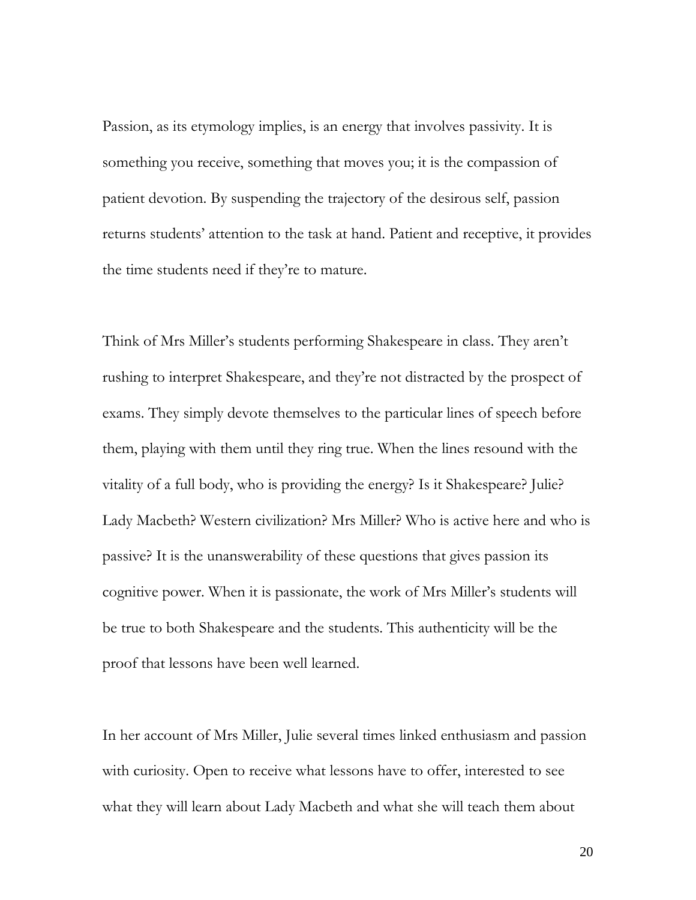Passion, as its etymology implies, is an energy that involves passivity. It is something you receive, something that moves you; it is the compassion of patient devotion. By suspending the trajectory of the desirous self, passion returns students' attention to the task at hand. Patient and receptive, it provides the time students need if they're to mature.

Think of Mrs Miller's students performing Shakespeare in class. They aren't rushing to interpret Shakespeare, and they're not distracted by the prospect of exams. They simply devote themselves to the particular lines of speech before them, playing with them until they ring true. When the lines resound with the vitality of a full body, who is providing the energy? Is it Shakespeare? Julie? Lady Macbeth? Western civilization? Mrs Miller? Who is active here and who is passive? It is the unanswerability of these questions that gives passion its cognitive power. When it is passionate, the work of Mrs Miller's students will be true to both Shakespeare and the students. This authenticity will be the proof that lessons have been well learned.

In her account of Mrs Miller, Julie several times linked enthusiasm and passion with curiosity. Open to receive what lessons have to offer, interested to see what they will learn about Lady Macbeth and what she will teach them about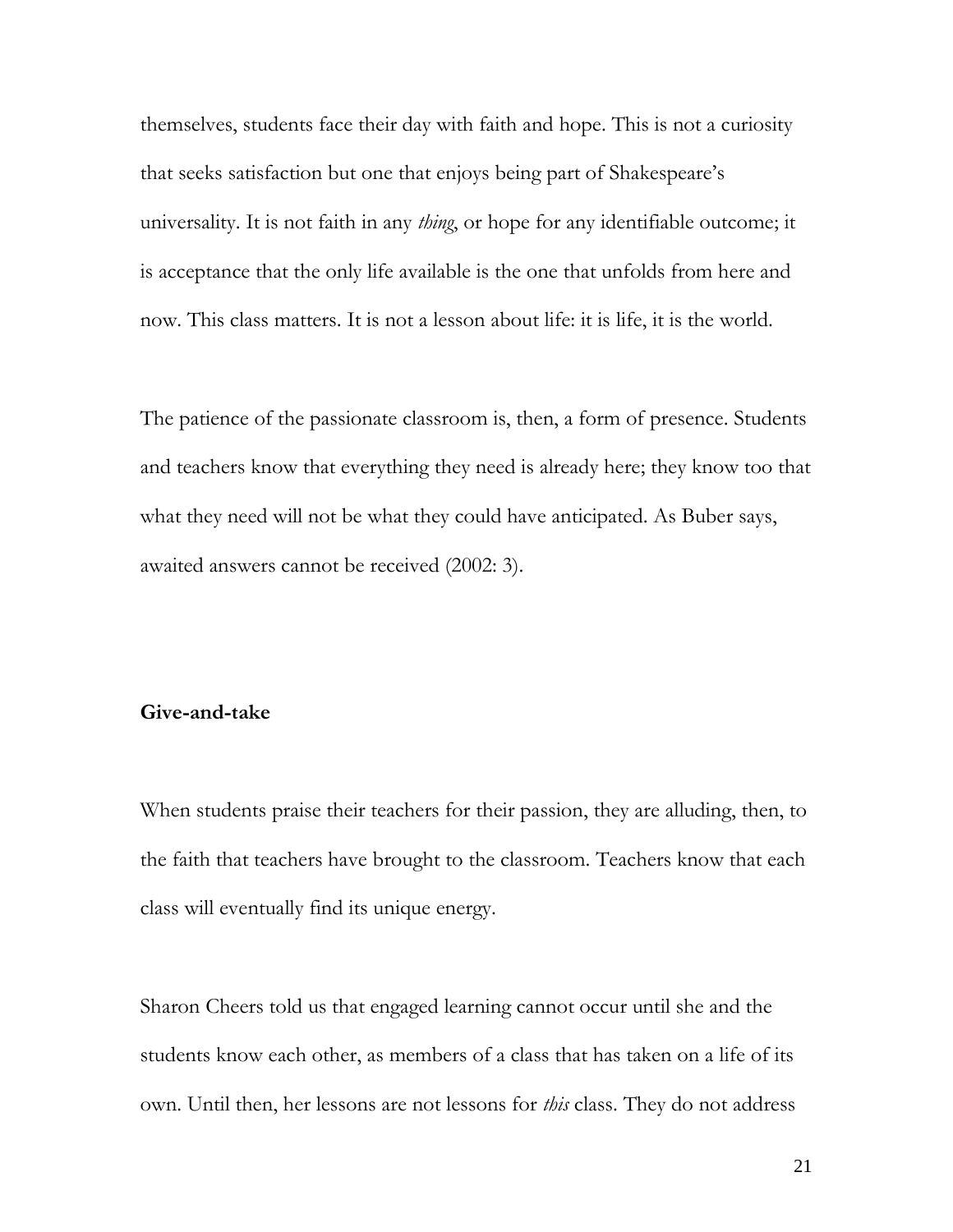themselves, students face their day with faith and hope. This is not a curiosity that seeks satisfaction but one that enjoys being part of Shakespeare's universality. It is not faith in any *thing*, or hope for any identifiable outcome; it is acceptance that the only life available is the one that unfolds from here and now. This class matters. It is not a lesson about life: it is life, it is the world.

The patience of the passionate classroom is, then, a form of presence. Students and teachers know that everything they need is already here; they know too that what they need will not be what they could have anticipated. As Buber says, awaited answers cannot be received (2002: 3).

**Give-and-take**

When students praise their teachers for their passion, they are alluding, then, to the faith that teachers have brought to the classroom. Teachers know that each class will eventually find its unique energy.

Sharon Cheers told us that engaged learning cannot occur until she and the students know each other, as members of a class that has taken on a life of its own. Until then, her lessons are not lessons for *this* class. They do not address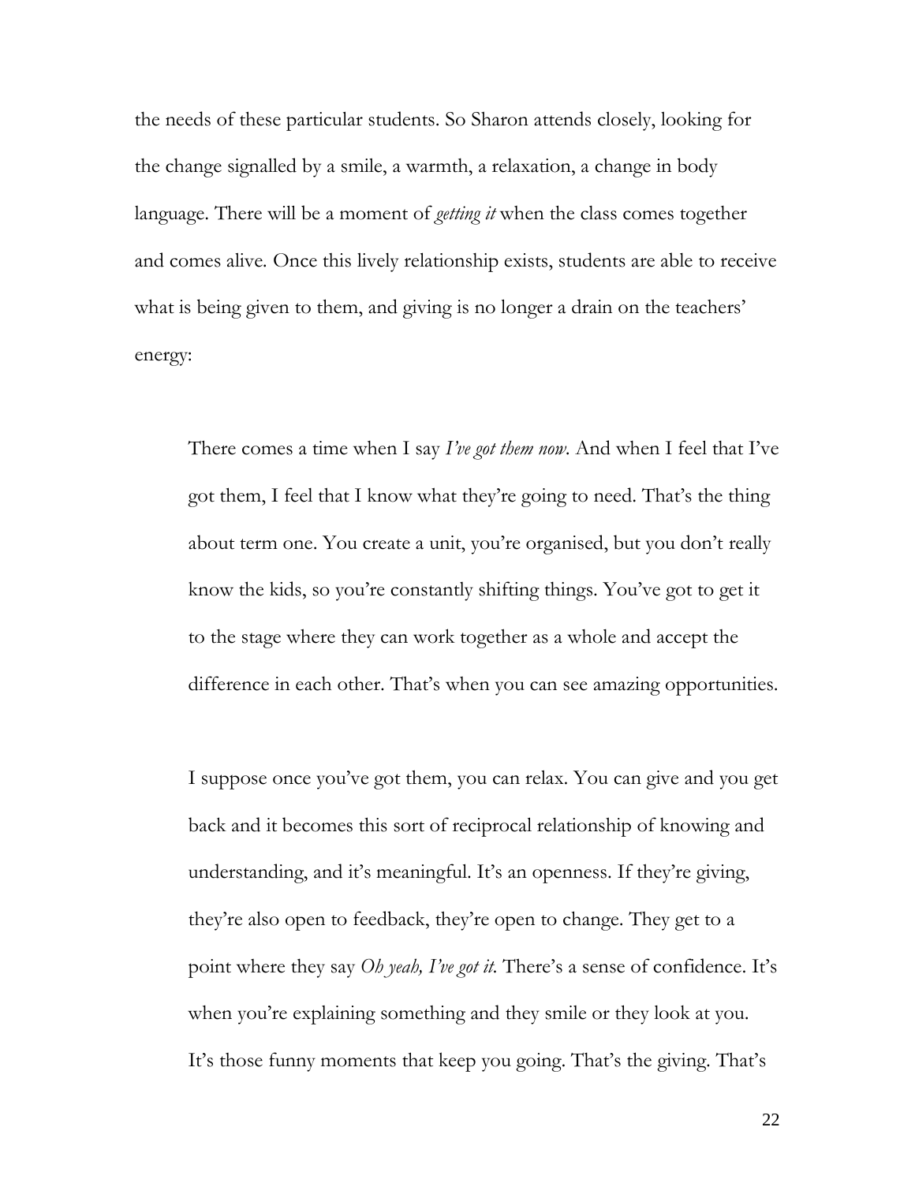the needs of these particular students. So Sharon attends closely, looking for the change signalled by a smile, a warmth, a relaxation, a change in body language. There will be a moment of *getting it* when the class comes together and comes alive. Once this lively relationship exists, students are able to receive what is being given to them, and giving is no longer a drain on the teachers' energy:

> There comes a time when I say *I've got them now.* And when I feel that I've got them, I feel that I know what they're going to need. That's the thing about term one. You create a unit, you're organised, but you don't really know the kids, so you're constantly shifting things. You've got to get it to the stage where they can work together as a whole and accept the difference in each other. That's when you can see amazing opportunities.
>
> I suppose once you've got them, you can relax. You can give and you get back and it becomes this sort of reciprocal relationship of knowing and understanding, and it's meaningful. It's an openness. If they're giving, they're also open to feedback, they're open to change. They get to a point where they say *Oh yeah, I've got it.* There's a sense of confidence. It's when you're explaining something and they smile or they look at you. It's those funny moments that keep you going. That's the giving. That's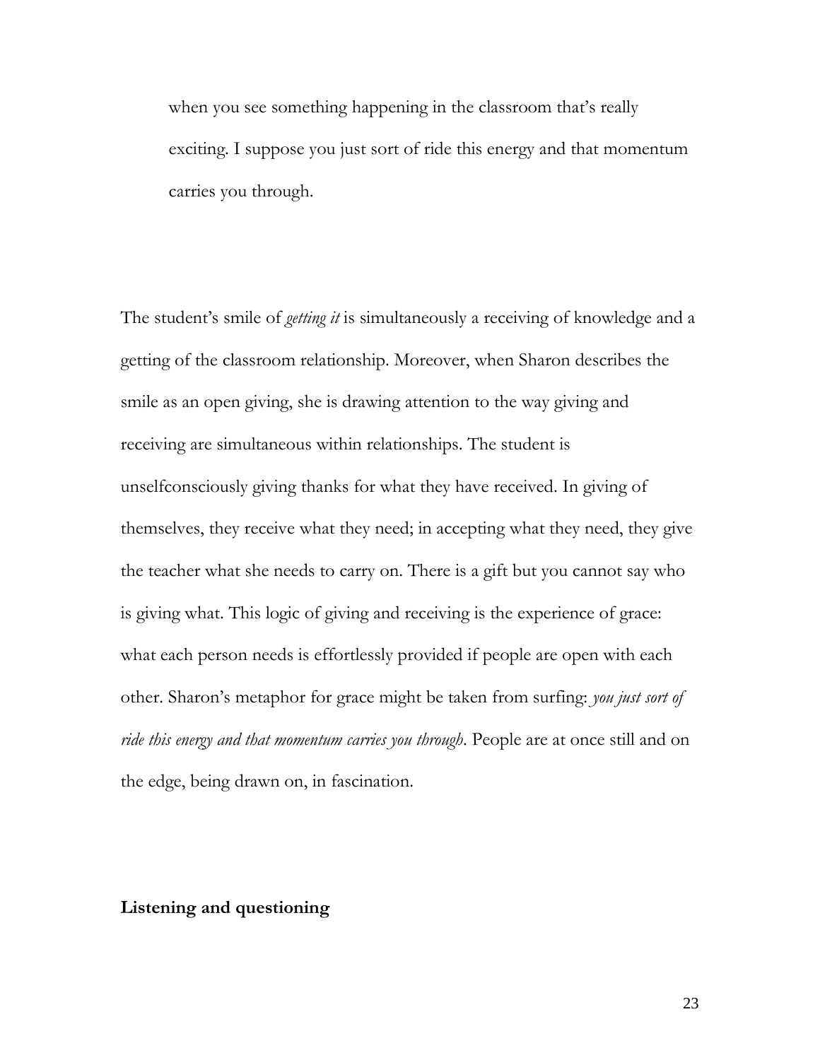> when you see something happening in the classroom that's really exciting. I suppose you just sort of ride this energy and that momentum carries you through.

The student's smile of *getting it* is simultaneously a receiving of knowledge and a getting of the classroom relationship. Moreover, when Sharon describes the smile as an open giving, she is drawing attention to the way giving and receiving are simultaneous within relationships. The student is unselfconsciously giving thanks for what they have received. In giving of themselves, they receive what they need; in accepting what they need, they give the teacher what she needs to carry on. There is a gift but you cannot say who is giving what. This logic of giving and receiving is the experience of grace: what each person needs is effortlessly provided if people are open with each other. Sharon's metaphor for grace might be taken from surfing: *you just sort of ride this energy and that momentum carries you through*. People are at once still and on the edge, being drawn on, in fascination.

**Listening and questioning**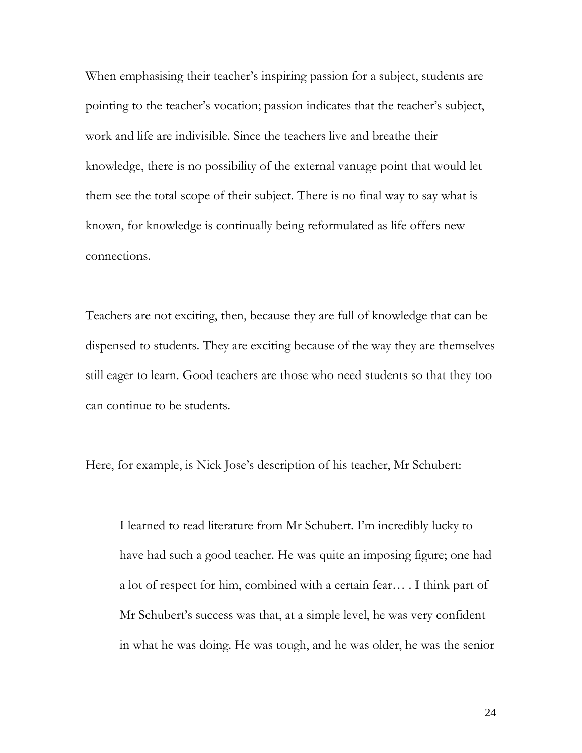When emphasising their teacher's inspiring passion for a subject, students are pointing to the teacher's vocation; passion indicates that the teacher's subject, work and life are indivisible. Since the teachers live and breathe their knowledge, there is no possibility of the external vantage point that would let them see the total scope of their subject. There is no final way to say what is known, for knowledge is continually being reformulated as life offers new connections.

Teachers are not exciting, then, because they are full of knowledge that can be dispensed to students. They are exciting because of the way they are themselves still eager to learn. Good teachers are those who need students so that they too can continue to be students.

Here, for example, is Nick Jose's description of his teacher, Mr Schubert:

> I learned to read literature from Mr Schubert. I'm incredibly lucky to have had such a good teacher. He was quite an imposing figure; one had a lot of respect for him, combined with a certain fear… . I think part of Mr Schubert's success was that, at a simple level, he was very confident in what he was doing. He was tough, and he was older, he was the senior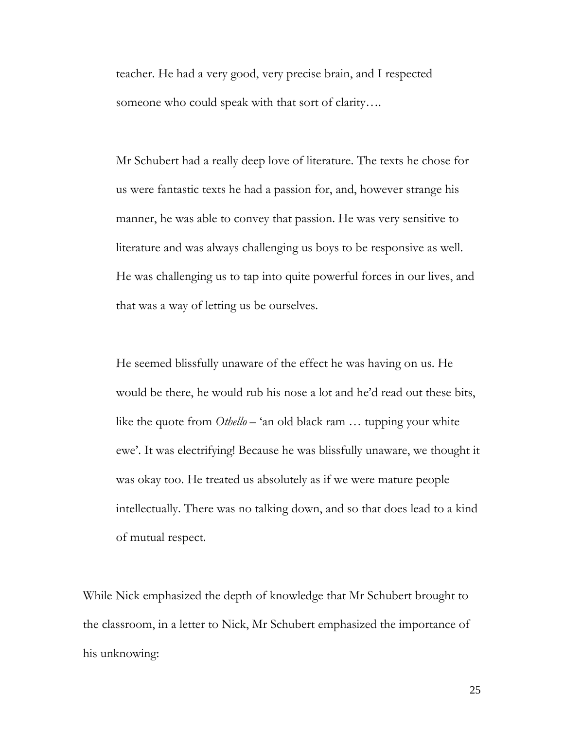> teacher. He had a very good, very precise brain, and I respected someone who could speak with that sort of clarity….
>
> Mr Schubert had a really deep love of literature. The texts he chose for us were fantastic texts he had a passion for, and, however strange his manner, he was able to convey that passion. He was very sensitive to literature and was always challenging us boys to be responsive as well. He was challenging us to tap into quite powerful forces in our lives, and that was a way of letting us be ourselves.
>
> He seemed blissfully unaware of the effect he was having on us. He would be there, he would rub his nose a lot and he'd read out these bits, like the quote from *Othello* – 'an old black ram … tupping your white ewe'. It was electrifying! Because he was blissfully unaware, we thought it was okay too. He treated us absolutely as if we were mature people intellectually. There was no talking down, and so that does lead to a kind of mutual respect.

While Nick emphasized the depth of knowledge that Mr Schubert brought to the classroom, in a letter to Nick, Mr Schubert emphasized the importance of his unknowing: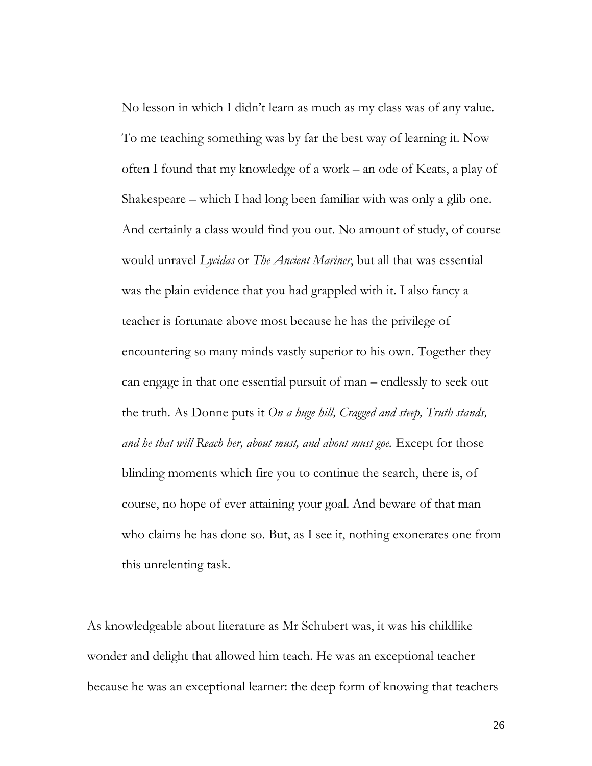> No lesson in which I didn't learn as much as my class was of any value. To me teaching something was by far the best way of learning it. Now often I found that my knowledge of a work – an ode of Keats, a play of Shakespeare – which I had long been familiar with was only a glib one. And certainly a class would find you out. No amount of study, of course would unravel *Lycidas* or *The Ancient Mariner*, but all that was essential was the plain evidence that you had grappled with it. I also fancy a teacher is fortunate above most because he has the privilege of encountering so many minds vastly superior to his own. Together they can engage in that one essential pursuit of man – endlessly to seek out the truth. As Donne puts it *On a huge hill, Cragged and steep, Truth stands, and he that will Reach her, about must, and about must goe.* Except for those blinding moments which fire you to continue the search, there is, of course, no hope of ever attaining your goal. And beware of that man who claims he has done so. But, as I see it, nothing exonerates one from this unrelenting task.

As knowledgeable about literature as Mr Schubert was, it was his childlike wonder and delight that allowed him teach. He was an exceptional teacher because he was an exceptional learner: the deep form of knowing that teachers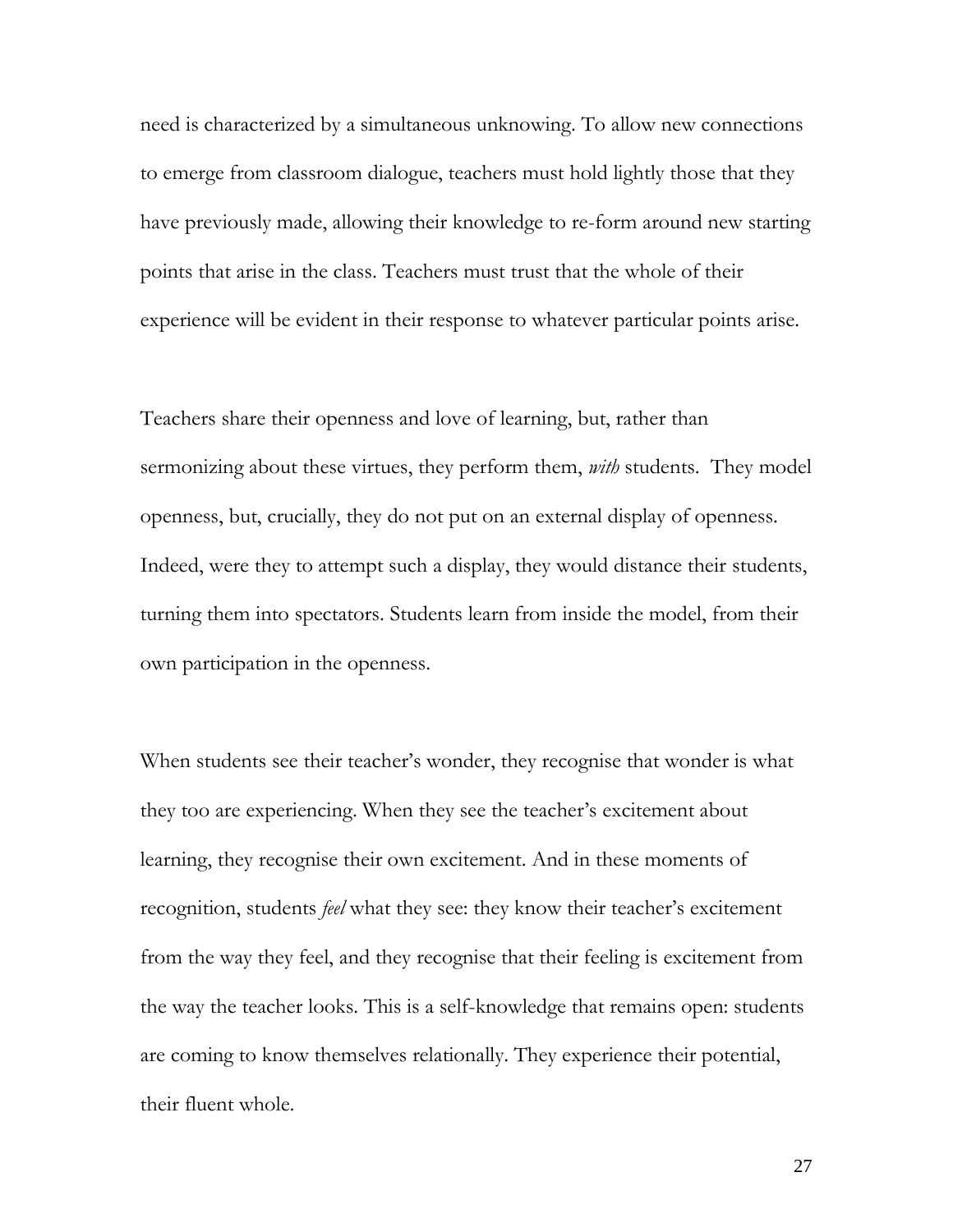need is characterized by a simultaneous unknowing. To allow new connections to emerge from classroom dialogue, teachers must hold lightly those that they have previously made, allowing their knowledge to re-form around new starting points that arise in the class. Teachers must trust that the whole of their experience will be evident in their response to whatever particular points arise.

Teachers share their openness and love of learning, but, rather than sermonizing about these virtues, they perform them, *with* students. They model openness, but, crucially, they do not put on an external display of openness. Indeed, were they to attempt such a display, they would distance their students, turning them into spectators. Students learn from inside the model, from their own participation in the openness.

When students see their teacher's wonder, they recognise that wonder is what they too are experiencing. When they see the teacher's excitement about learning, they recognise their own excitement. And in these moments of recognition, students *feel* what they see: they know their teacher's excitement from the way they feel, and they recognise that their feeling is excitement from the way the teacher looks. This is a self-knowledge that remains open: students are coming to know themselves relationally. They experience their potential, their fluent whole.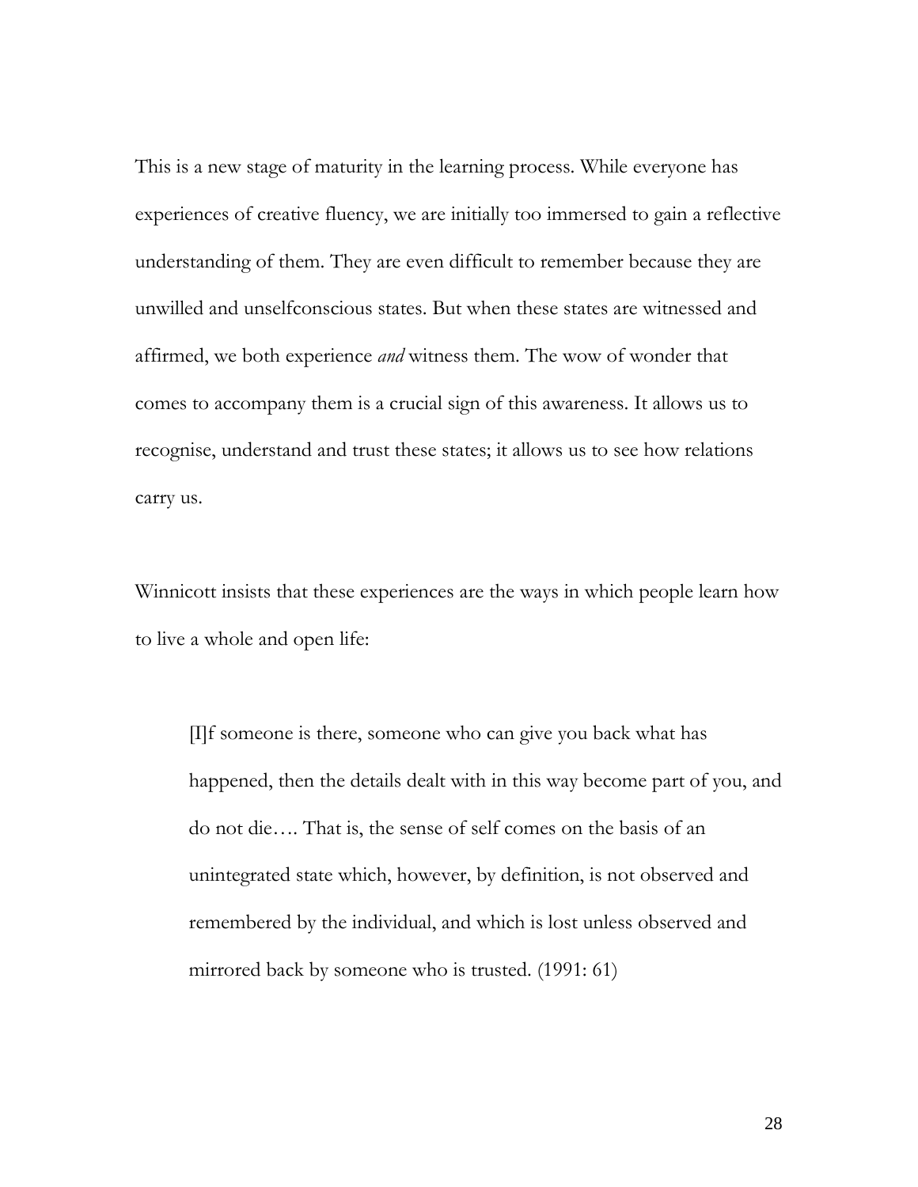This is a new stage of maturity in the learning process. While everyone has experiences of creative fluency, we are initially too immersed to gain a reflective understanding of them. They are even difficult to remember because they are unwilled and unselfconscious states. But when these states are witnessed and affirmed, we both experience *and* witness them. The wow of wonder that comes to accompany them is a crucial sign of this awareness. It allows us to recognise, understand and trust these states; it allows us to see how relations carry us.

Winnicott insists that these experiences are the ways in which people learn how to live a whole and open life:

> [I]f someone is there, someone who can give you back what has happened, then the details dealt with in this way become part of you, and do not die…. That is, the sense of self comes on the basis of an unintegrated state which, however, by definition, is not observed and remembered by the individual, and which is lost unless observed and mirrored back by someone who is trusted. (1991: 61)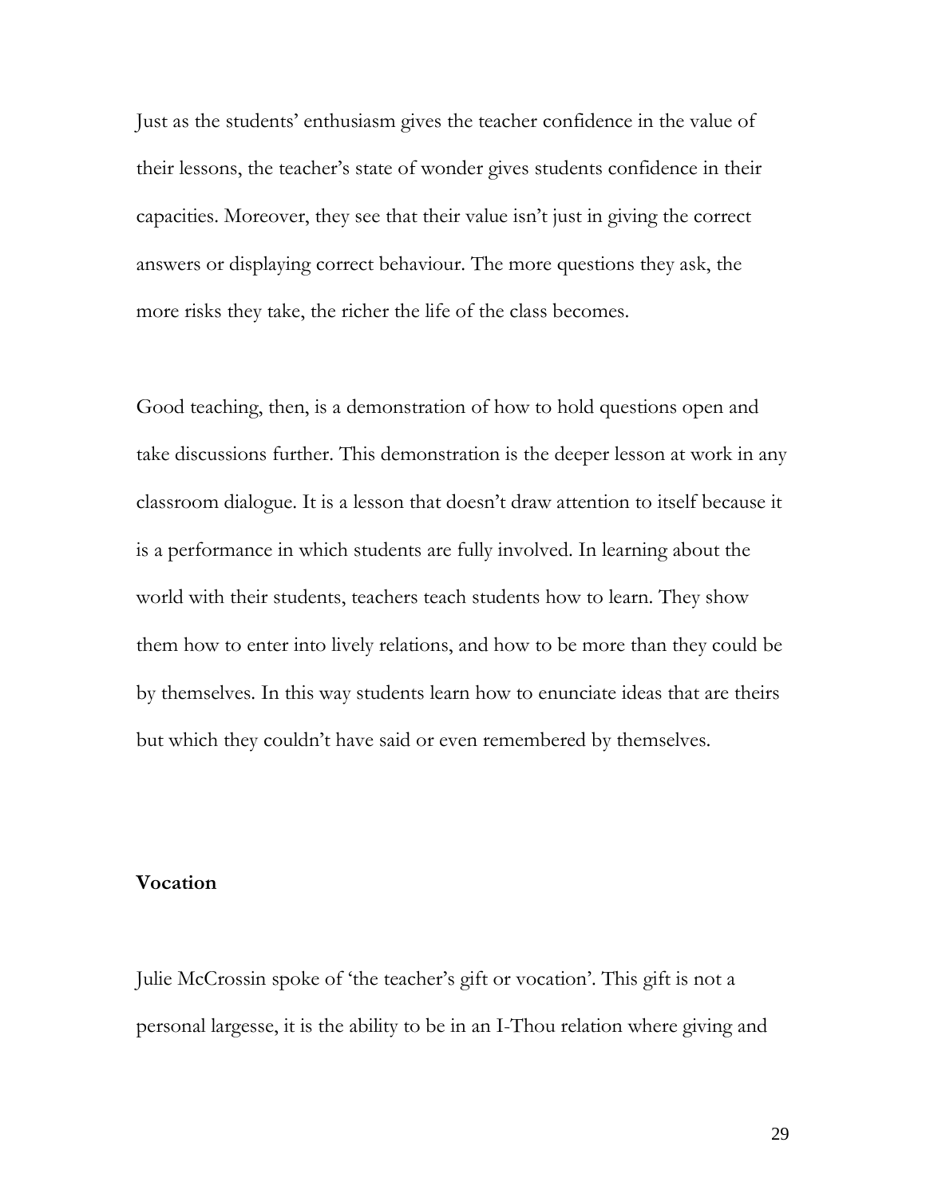Just as the students' enthusiasm gives the teacher confidence in the value of their lessons, the teacher's state of wonder gives students confidence in their capacities. Moreover, they see that their value isn't just in giving the correct answers or displaying correct behaviour. The more questions they ask, the more risks they take, the richer the life of the class becomes.

Good teaching, then, is a demonstration of how to hold questions open and take discussions further. This demonstration is the deeper lesson at work in any classroom dialogue. It is a lesson that doesn't draw attention to itself because it is a performance in which students are fully involved. In learning about the world with their students, teachers teach students how to learn. They show them how to enter into lively relations, and how to be more than they could be by themselves. In this way students learn how to enunciate ideas that are theirs but which they couldn't have said or even remembered by themselves.

## Vocation

Julie McCrossin spoke of 'the teacher's gift or vocation'. This gift is not a personal largesse, it is the ability to be in an I-Thou relation where giving and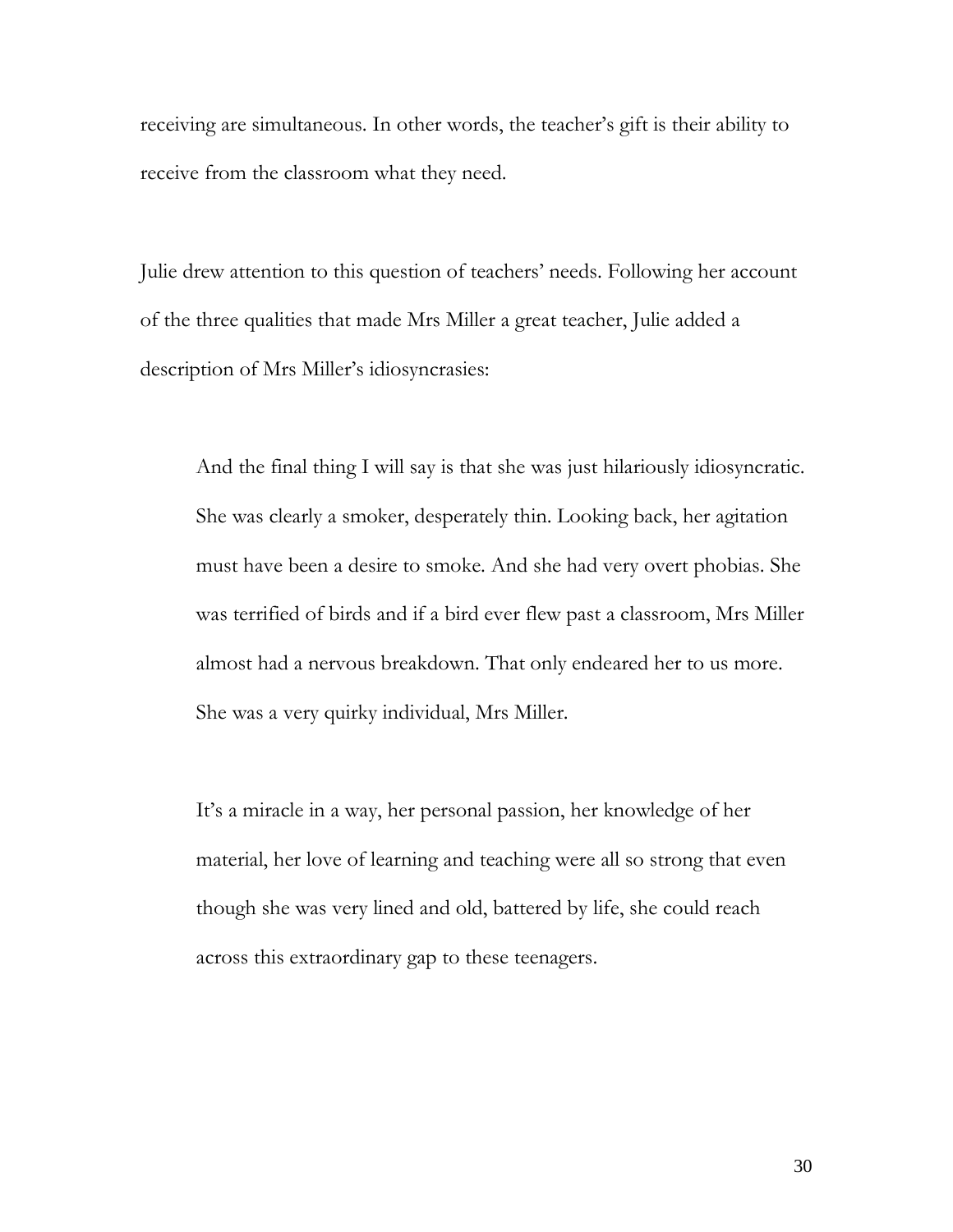receiving are simultaneous. In other words, the teacher's gift is their ability to receive from the classroom what they need.

Julie drew attention to this question of teachers' needs. Following her account of the three qualities that made Mrs Miller a great teacher, Julie added a description of Mrs Miller's idiosyncrasies:

> And the final thing I will say is that she was just hilariously idiosyncratic. She was clearly a smoker, desperately thin. Looking back, her agitation must have been a desire to smoke. And she had very overt phobias. She was terrified of birds and if a bird ever flew past a classroom, Mrs Miller almost had a nervous breakdown. That only endeared her to us more. She was a very quirky individual, Mrs Miller.
>
> It's a miracle in a way, her personal passion, her knowledge of her material, her love of learning and teaching were all so strong that even though she was very lined and old, battered by life, she could reach across this extraordinary gap to these teenagers.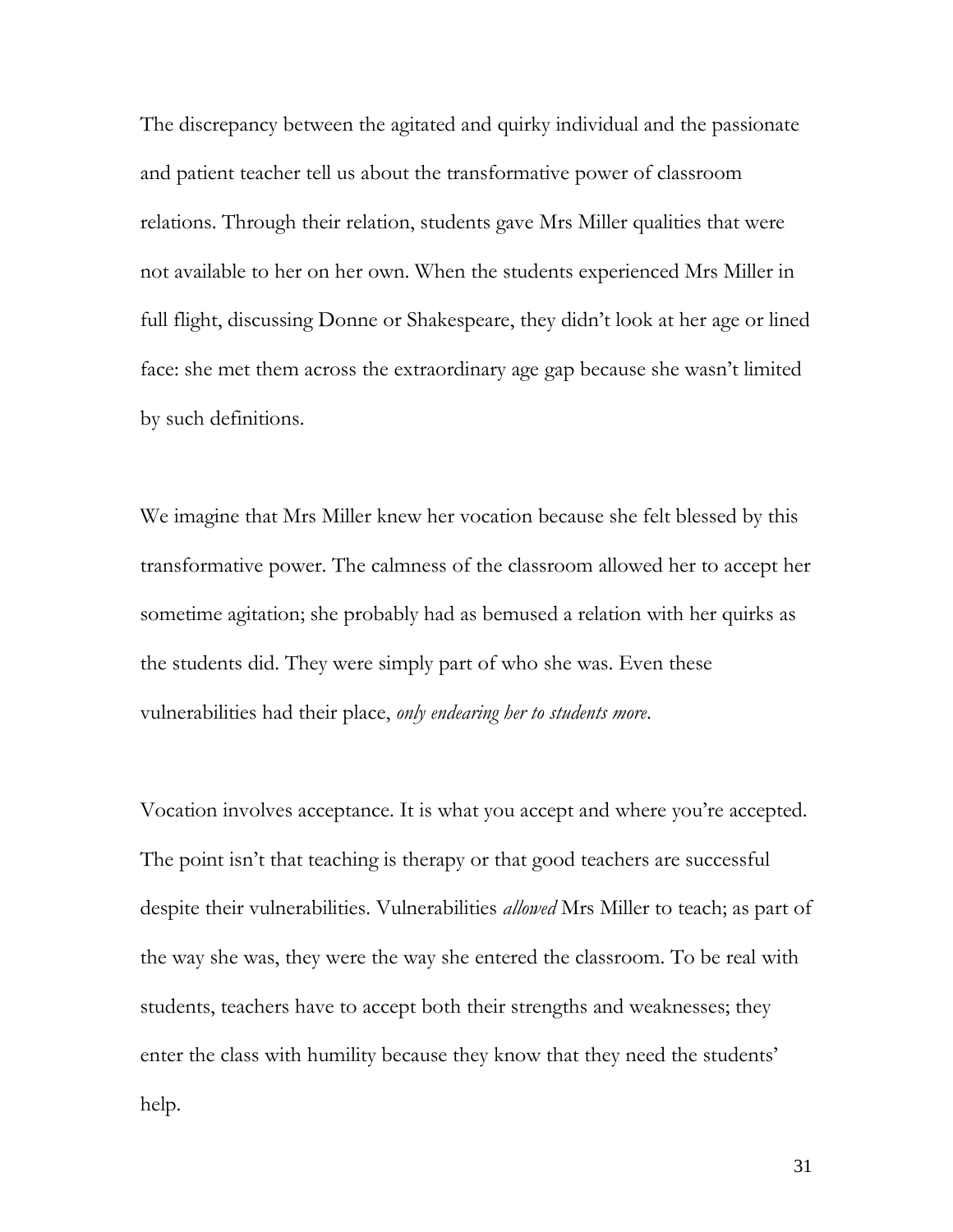The discrepancy between the agitated and quirky individual and the passionate and patient teacher tell us about the transformative power of classroom relations. Through their relation, students gave Mrs Miller qualities that were not available to her on her own. When the students experienced Mrs Miller in full flight, discussing Donne or Shakespeare, they didn't look at her age or lined face: she met them across the extraordinary age gap because she wasn't limited by such definitions.

We imagine that Mrs Miller knew her vocation because she felt blessed by this transformative power. The calmness of the classroom allowed her to accept her sometime agitation; she probably had as bemused a relation with her quirks as the students did. They were simply part of who she was. Even these vulnerabilities had their place, *only endearing her to students more*.

Vocation involves acceptance. It is what you accept and where you're accepted. The point isn't that teaching is therapy or that good teachers are successful despite their vulnerabilities. Vulnerabilities *allowed* Mrs Miller to teach; as part of the way she was, they were the way she entered the classroom. To be real with students, teachers have to accept both their strengths and weaknesses; they enter the class with humility because they know that they need the students' help.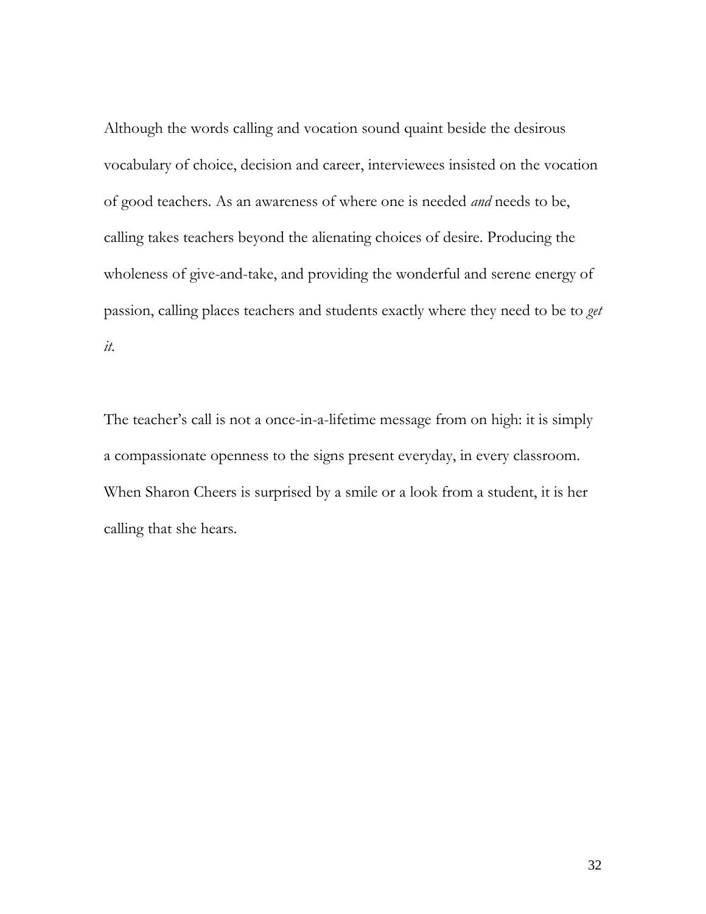Although the words calling and vocation sound quaint beside the desirous vocabulary of choice, decision and career, interviewees insisted on the vocation of good teachers. As an awareness of where one is needed *and* needs to be, calling takes teachers beyond the alienating choices of desire. Producing the wholeness of give-and-take, and providing the wonderful and serene energy of passion, calling places teachers and students exactly where they need to be to *get it*.

The teacher's call is not a once-in-a-lifetime message from on high: it is simply a compassionate openness to the signs present everyday, in every classroom. When Sharon Cheers is surprised by a smile or a look from a student, it is her calling that she hears.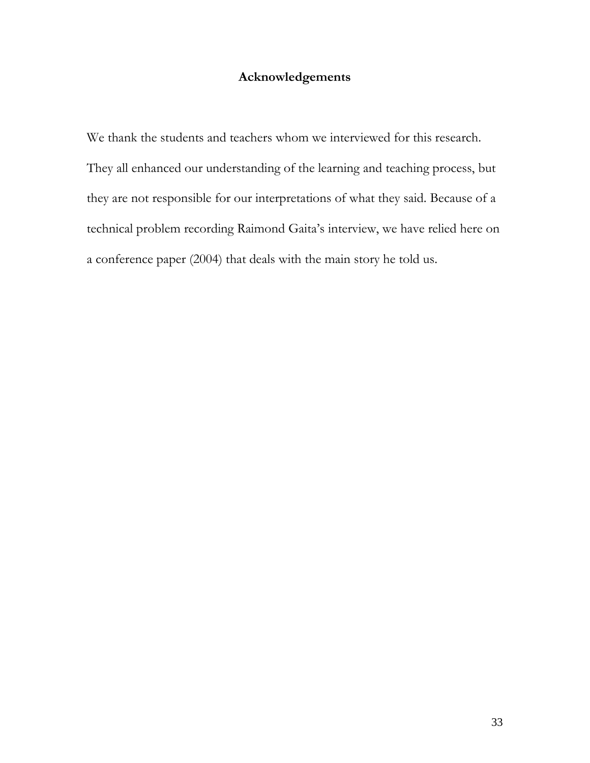## Acknowledgements

We thank the students and teachers whom we interviewed for this research. They all enhanced our understanding of the learning and teaching process, but they are not responsible for our interpretations of what they said. Because of a technical problem recording Raimond Gaita's interview, we have relied here on a conference paper (2004) that deals with the main story he told us.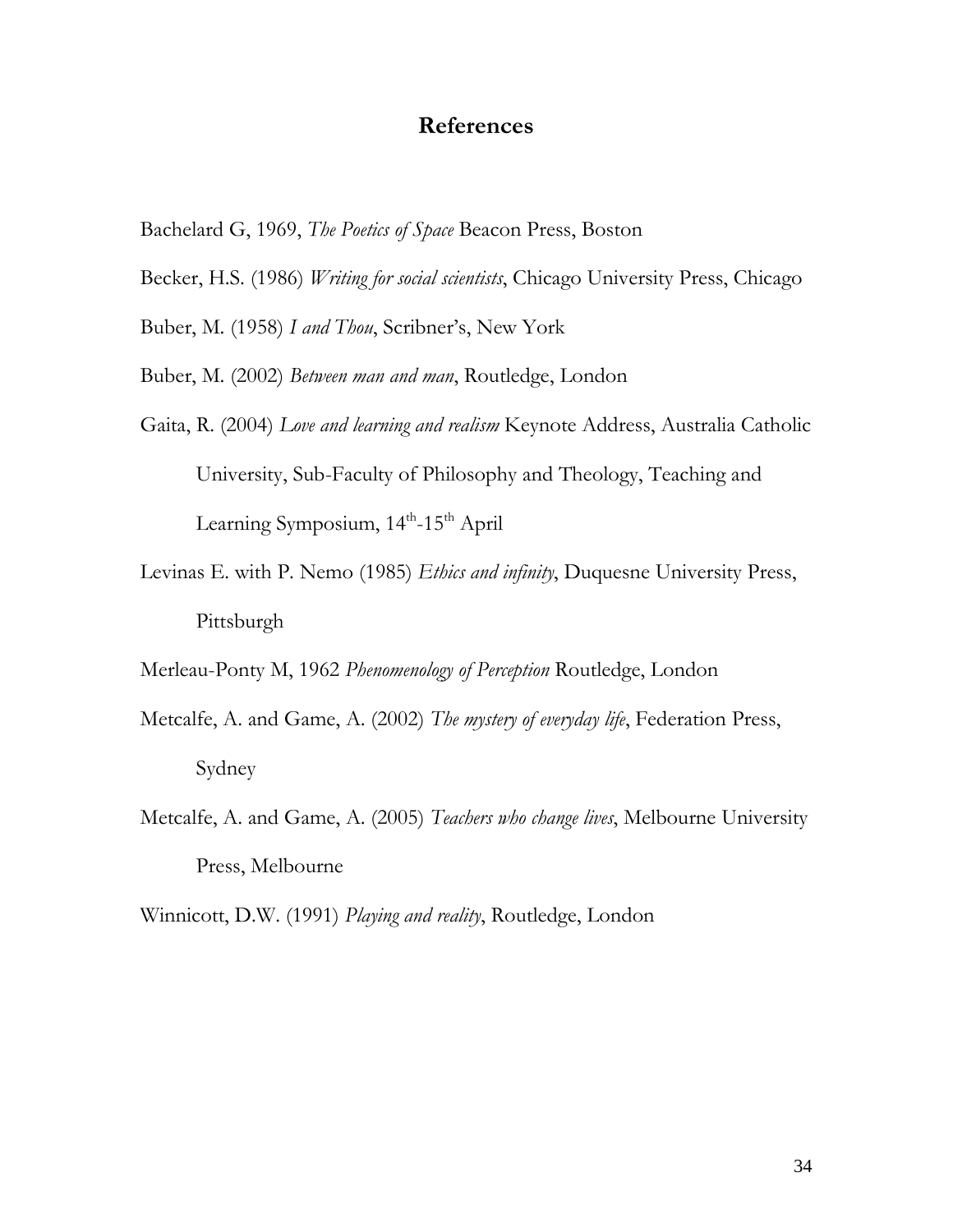# References

Bachelard G, 1969, *The Poetics of Space* Beacon Press, Boston

Becker, H.S. (1986) *Writing for social scientists*, Chicago University Press, Chicago

Buber, M. (1958) *I and Thou*, Scribner's, New York

Buber, M. (2002) *Between man and man*, Routledge, London

Gaita, R. (2004) *Love and learning and realism* Keynote Address, Australia Catholic University, Sub-Faculty of Philosophy and Theology, Teaching and Learning Symposium, 14th-15th April

Levinas E. with P. Nemo (1985) *Ethics and infinity*, Duquesne University Press, Pittsburgh

Merleau-Ponty M, 1962 *Phenomenology of Perception* Routledge, London

Metcalfe, A. and Game, A. (2002) *The mystery of everyday life*, Federation Press, Sydney

Metcalfe, A. and Game, A. (2005) *Teachers who change lives*, Melbourne University Press, Melbourne

Winnicott, D.W. (1991) *Playing and reality*, Routledge, London